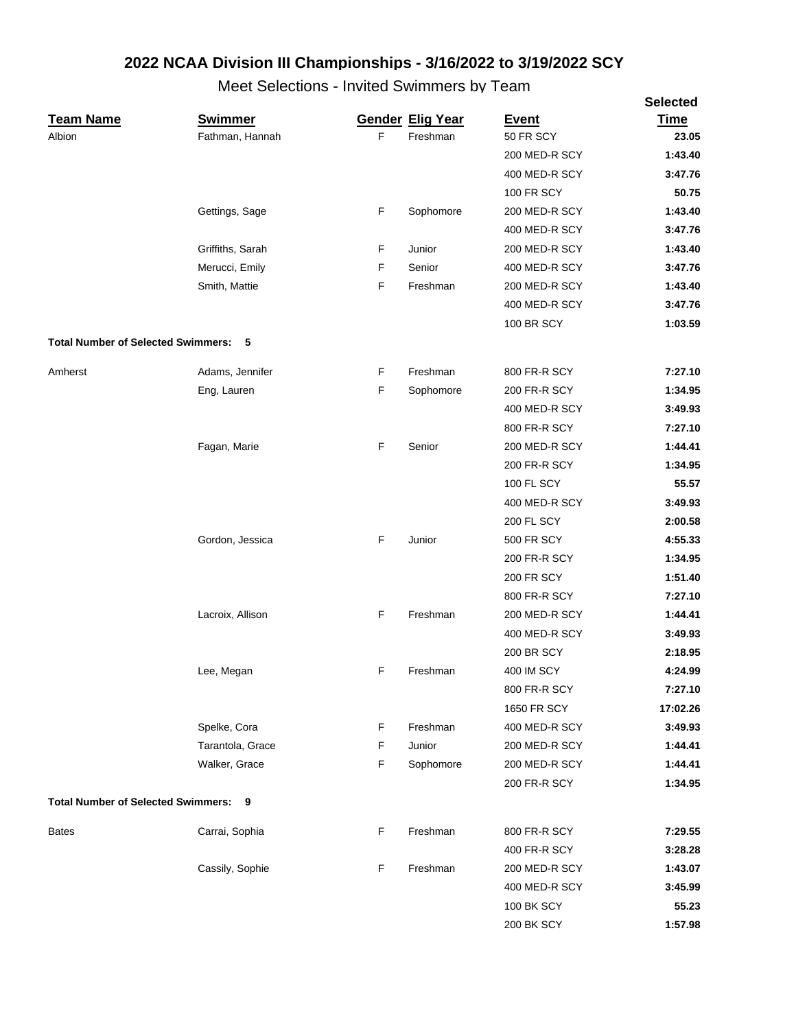# 2022 NCAA Division III Championships - 3/16/2022 to 3/19/2022 SCY

## Meet Selections - Invited Swimmers by Team

| Team Name | Swimmer | Gender | Elig Year | Event | Selected Time |
|---|---|---|---|---|---|
| Albion | Fathman, Hannah | F | Freshman | 50 FR SCY | **23.05** |
| | | | | 200 MED-R SCY | **1:43.40** |
| | | | | 400 MED-R SCY | **3:47.76** |
| | | | | 100 FR SCY | **50.75** |
| | Gettings, Sage | F | Sophomore | 200 MED-R SCY | **1:43.40** |
| | | | | 400 MED-R SCY | **3:47.76** |
| | Griffiths, Sarah | F | Junior | 200 MED-R SCY | **1:43.40** |
| | Merucci, Emily | F | Senior | 400 MED-R SCY | **3:47.76** |
| | Smith, Mattie | F | Freshman | 200 MED-R SCY | **1:43.40** |
| | | | | 400 MED-R SCY | **3:47.76** |
| | | | | 100 BR SCY | **1:03.59** |
| **Total Number of Selected Swimmers: 5** | | | | | |
| Amherst | Adams, Jennifer | F | Freshman | 800 FR-R SCY | **7:27.10** |
| | Eng, Lauren | F | Sophomore | 200 FR-R SCY | **1:34.95** |
| | | | | 400 MED-R SCY | **3:49.93** |
| | | | | 800 FR-R SCY | **7:27.10** |
| | Fagan, Marie | F | Senior | 200 MED-R SCY | **1:44.41** |
| | | | | 200 FR-R SCY | **1:34.95** |
| | | | | 100 FL SCY | **55.57** |
| | | | | 400 MED-R SCY | **3:49.93** |
| | | | | 200 FL SCY | **2:00.58** |
| | Gordon, Jessica | F | Junior | 500 FR SCY | **4:55.33** |
| | | | | 200 FR-R SCY | **1:34.95** |
| | | | | 200 FR SCY | **1:51.40** |
| | | | | 800 FR-R SCY | **7:27.10** |
| | Lacroix, Allison | F | Freshman | 200 MED-R SCY | **1:44.41** |
| | | | | 400 MED-R SCY | **3:49.93** |
| | | | | 200 BR SCY | **2:18.95** |
| | Lee, Megan | F | Freshman | 400 IM SCY | **4:24.99** |
| | | | | 800 FR-R SCY | **7:27.10** |
| | | | | 1650 FR SCY | **17:02.26** |
| | Spelke, Cora | F | Freshman | 400 MED-R SCY | **3:49.93** |
| | Tarantola, Grace | F | Junior | 200 MED-R SCY | **1:44.41** |
| | Walker, Grace | F | Sophomore | 200 MED-R SCY | **1:44.41** |
| | | | | 200 FR-R SCY | **1:34.95** |
| **Total Number of Selected Swimmers: 9** | | | | | |
| Bates | Carrai, Sophia | F | Freshman | 800 FR-R SCY | **7:29.55** |
| | | | | 400 FR-R SCY | **3:28.28** |
| | Cassily, Sophie | F | Freshman | 200 MED-R SCY | **1:43.07** |
| | | | | 400 MED-R SCY | **3:45.99** |
| | | | | 100 BK SCY | **55.23** |
| | | | | 200 BK SCY | **1:57.98** |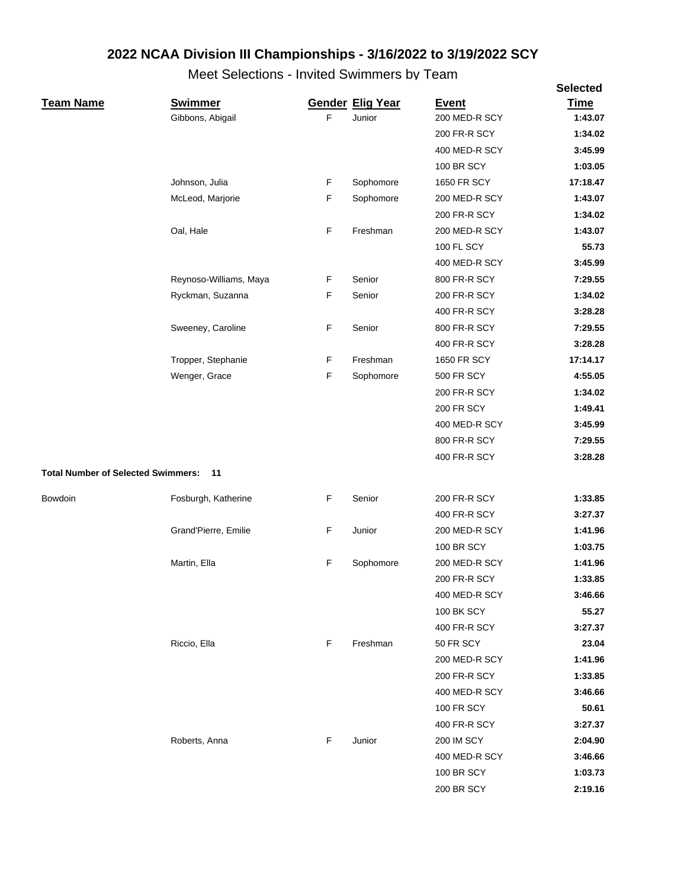# 2022 NCAA Division III Championships - 3/16/2022 to 3/19/2022 SCY

## Meet Selections - Invited Swimmers by Team

| Team Name | Swimmer | Gender | Elig Year | Event | Selected Time |
|---|---|---|---|---|---|
| | Gibbons, Abigail | F | Junior | 200 MED-R SCY | **1:43.07** |
| | | | | 200 FR-R SCY | **1:34.02** |
| | | | | 400 MED-R SCY | **3:45.99** |
| | | | | 100 BR SCY | **1:03.05** |
| | Johnson, Julia | F | Sophomore | 1650 FR SCY | **17:18.47** |
| | McLeod, Marjorie | F | Sophomore | 200 MED-R SCY | **1:43.07** |
| | | | | 200 FR-R SCY | **1:34.02** |
| | Oal, Hale | F | Freshman | 200 MED-R SCY | **1:43.07** |
| | | | | 100 FL SCY | **55.73** |
| | | | | 400 MED-R SCY | **3:45.99** |
| | Reynoso-Williams, Maya | F | Senior | 800 FR-R SCY | **7:29.55** |
| | Ryckman, Suzanna | F | Senior | 200 FR-R SCY | **1:34.02** |
| | | | | 400 FR-R SCY | **3:28.28** |
| | Sweeney, Caroline | F | Senior | 800 FR-R SCY | **7:29.55** |
| | | | | 400 FR-R SCY | **3:28.28** |
| | Tropper, Stephanie | F | Freshman | 1650 FR SCY | **17:14.17** |
| | Wenger, Grace | F | Sophomore | 500 FR SCY | **4:55.05** |
| | | | | 200 FR-R SCY | **1:34.02** |
| | | | | 200 FR SCY | **1:49.41** |
| | | | | 400 MED-R SCY | **3:45.99** |
| | | | | 800 FR-R SCY | **7:29.55** |
| | | | | 400 FR-R SCY | **3:28.28** |

**Total Number of Selected Swimmers: 11**

| Team Name | Swimmer | Gender | Elig Year | Event | Selected Time |
|---|---|---|---|---|---|
| Bowdoin | Fosburgh, Katherine | F | Senior | 200 FR-R SCY | **1:33.85** |
| | | | | 400 FR-R SCY | **3:27.37** |
| | Grand'Pierre, Emilie | F | Junior | 200 MED-R SCY | **1:41.96** |
| | | | | 100 BR SCY | **1:03.75** |
| | Martin, Ella | F | Sophomore | 200 MED-R SCY | **1:41.96** |
| | | | | 200 FR-R SCY | **1:33.85** |
| | | | | 400 MED-R SCY | **3:46.66** |
| | | | | 100 BK SCY | **55.27** |
| | | | | 400 FR-R SCY | **3:27.37** |
| | Riccio, Ella | F | Freshman | 50 FR SCY | **23.04** |
| | | | | 200 MED-R SCY | **1:41.96** |
| | | | | 200 FR-R SCY | **1:33.85** |
| | | | | 400 MED-R SCY | **3:46.66** |
| | | | | 100 FR SCY | **50.61** |
| | | | | 400 FR-R SCY | **3:27.37** |
| | Roberts, Anna | F | Junior | 200 IM SCY | **2:04.90** |
| | | | | 400 MED-R SCY | **3:46.66** |
| | | | | 100 BR SCY | **1:03.73** |
| | | | | 200 BR SCY | **2:19.16** |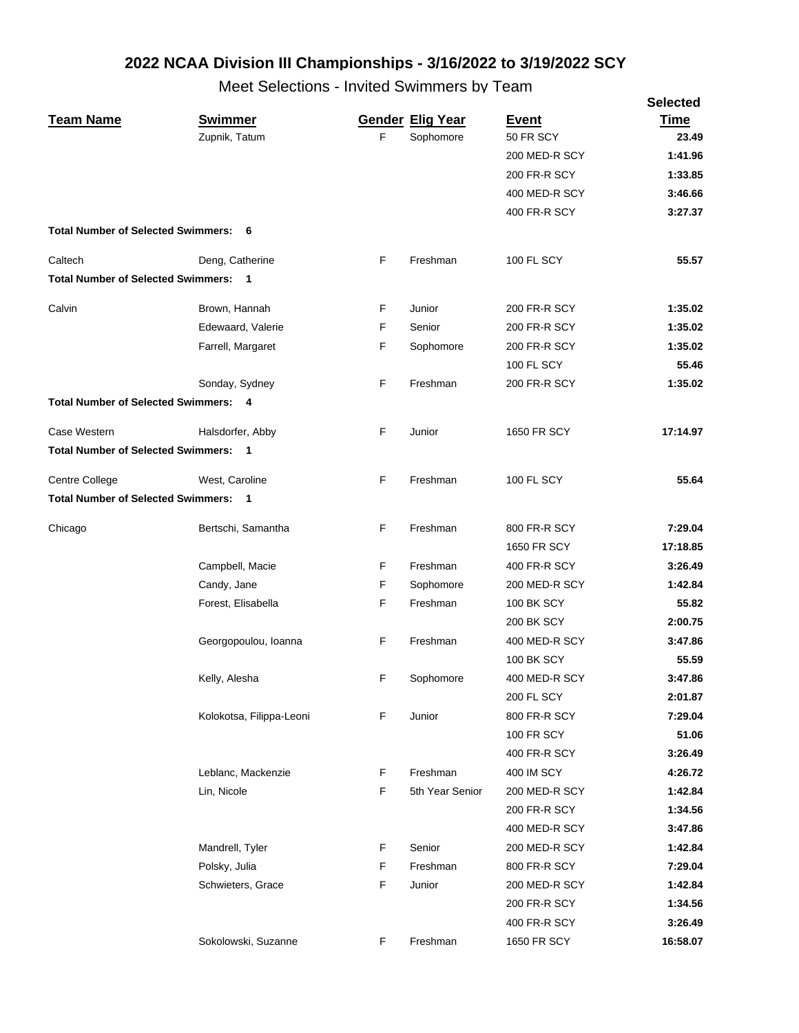# 2022 NCAA Division III Championships - 3/16/2022 to 3/19/2022 SCY

## Meet Selections - Invited Swimmers by Team

| Team Name | Swimmer | Gender | Elig Year | Event | Selected Time |
|---|---|---|---|---|---|
| | Zupnik, Tatum | F | Sophomore | 50 FR SCY | **23.49** |
| | | | | 200 MED-R SCY | **1:41.96** |
| | | | | 200 FR-R SCY | **1:33.85** |
| | | | | 400 MED-R SCY | **3:46.66** |
| | | | | 400 FR-R SCY | **3:27.37** |
| **Total Number of Selected Swimmers: 6** | | | | | |
| Caltech | Deng, Catherine | F | Freshman | 100 FL SCY | **55.57** |
| **Total Number of Selected Swimmers: 1** | | | | | |
| Calvin | Brown, Hannah | F | Junior | 200 FR-R SCY | **1:35.02** |
| | Edewaard, Valerie | F | Senior | 200 FR-R SCY | **1:35.02** |
| | Farrell, Margaret | F | Sophomore | 200 FR-R SCY | **1:35.02** |
| | | | | 100 FL SCY | **55.46** |
| | Sonday, Sydney | F | Freshman | 200 FR-R SCY | **1:35.02** |
| **Total Number of Selected Swimmers: 4** | | | | | |
| Case Western | Halsdorfer, Abby | F | Junior | 1650 FR SCY | **17:14.97** |
| **Total Number of Selected Swimmers: 1** | | | | | |
| Centre College | West, Caroline | F | Freshman | 100 FL SCY | **55.64** |
| **Total Number of Selected Swimmers: 1** | | | | | |
| Chicago | Bertschi, Samantha | F | Freshman | 800 FR-R SCY | **7:29.04** |
| | | | | 1650 FR SCY | **17:18.85** |
| | Campbell, Macie | F | Freshman | 400 FR-R SCY | **3:26.49** |
| | Candy, Jane | F | Sophomore | 200 MED-R SCY | **1:42.84** |
| | Forest, Elisabella | F | Freshman | 100 BK SCY | **55.82** |
| | | | | 200 BK SCY | **2:00.75** |
| | Georgopoulou, Ioanna | F | Freshman | 400 MED-R SCY | **3:47.86** |
| | | | | 100 BK SCY | **55.59** |
| | Kelly, Alesha | F | Sophomore | 400 MED-R SCY | **3:47.86** |
| | | | | 200 FL SCY | **2:01.87** |
| | Kolokotsa, Filippa-Leoni | F | Junior | 800 FR-R SCY | **7:29.04** |
| | | | | 100 FR SCY | **51.06** |
| | | | | 400 FR-R SCY | **3:26.49** |
| | Leblanc, Mackenzie | F | Freshman | 400 IM SCY | **4:26.72** |
| | Lin, Nicole | F | 5th Year Senior | 200 MED-R SCY | **1:42.84** |
| | | | | 200 FR-R SCY | **1:34.56** |
| | | | | 400 MED-R SCY | **3:47.86** |
| | Mandrell, Tyler | F | Senior | 200 MED-R SCY | **1:42.84** |
| | Polsky, Julia | F | Freshman | 800 FR-R SCY | **7:29.04** |
| | Schwieters, Grace | F | Junior | 200 MED-R SCY | **1:42.84** |
| | | | | 200 FR-R SCY | **1:34.56** |
| | | | | 400 FR-R SCY | **3:26.49** |
| | Sokolowski, Suzanne | F | Freshman | 1650 FR SCY | **16:58.07** |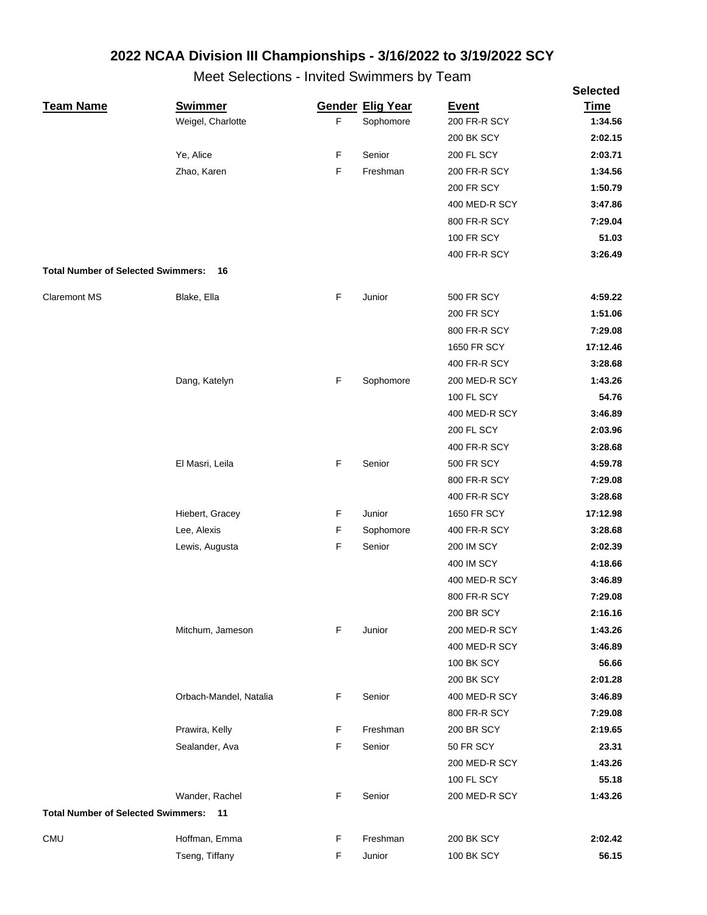## 2022 NCAA Division III Championships - 3/16/2022 to 3/19/2022 SCY

### Meet Selections - Invited Swimmers by Team

| Team Name | Swimmer | Gender | Elig Year | Event | Selected Time |
|---|---|---|---|---|---|
| | Weigel, Charlotte | F | Sophomore | 200 FR-R SCY | **1:34.56** |
| | | | | 200 BK SCY | **2:02.15** |
| | Ye, Alice | F | Senior | 200 FL SCY | **2:03.71** |
| | Zhao, Karen | F | Freshman | 200 FR-R SCY | **1:34.56** |
| | | | | 200 FR SCY | **1:50.79** |
| | | | | 400 MED-R SCY | **3:47.86** |
| | | | | 800 FR-R SCY | **7:29.04** |
| | | | | 100 FR SCY | **51.03** |
| | | | | 400 FR-R SCY | **3:26.49** |
| **Total Number of Selected Swimmers: 16** | | | | | |
| Claremont MS | Blake, Ella | F | Junior | 500 FR SCY | **4:59.22** |
| | | | | 200 FR SCY | **1:51.06** |
| | | | | 800 FR-R SCY | **7:29.08** |
| | | | | 1650 FR SCY | **17:12.46** |
| | | | | 400 FR-R SCY | **3:28.68** |
| | Dang, Katelyn | F | Sophomore | 200 MED-R SCY | **1:43.26** |
| | | | | 100 FL SCY | **54.76** |
| | | | | 400 MED-R SCY | **3:46.89** |
| | | | | 200 FL SCY | **2:03.96** |
| | | | | 400 FR-R SCY | **3:28.68** |
| | El Masri, Leila | F | Senior | 500 FR SCY | **4:59.78** |
| | | | | 800 FR-R SCY | **7:29.08** |
| | | | | 400 FR-R SCY | **3:28.68** |
| | Hiebert, Gracey | F | Junior | 1650 FR SCY | **17:12.98** |
| | Lee, Alexis | F | Sophomore | 400 FR-R SCY | **3:28.68** |
| | Lewis, Augusta | F | Senior | 200 IM SCY | **2:02.39** |
| | | | | 400 IM SCY | **4:18.66** |
| | | | | 400 MED-R SCY | **3:46.89** |
| | | | | 800 FR-R SCY | **7:29.08** |
| | | | | 200 BR SCY | **2:16.16** |
| | Mitchum, Jameson | F | Junior | 200 MED-R SCY | **1:43.26** |
| | | | | 400 MED-R SCY | **3:46.89** |
| | | | | 100 BK SCY | **56.66** |
| | | | | 200 BK SCY | **2:01.28** |
| | Orbach-Mandel, Natalia | F | Senior | 400 MED-R SCY | **3:46.89** |
| | | | | 800 FR-R SCY | **7:29.08** |
| | Prawira, Kelly | F | Freshman | 200 BR SCY | **2:19.65** |
| | Sealander, Ava | F | Senior | 50 FR SCY | **23.31** |
| | | | | 200 MED-R SCY | **1:43.26** |
| | | | | 100 FL SCY | **55.18** |
| | Wander, Rachel | F | Senior | 200 MED-R SCY | **1:43.26** |
| **Total Number of Selected Swimmers: 11** | | | | | |
| CMU | Hoffman, Emma | F | Freshman | 200 BK SCY | **2:02.42** |
| | Tseng, Tiffany | F | Junior | 100 BK SCY | **56.15** |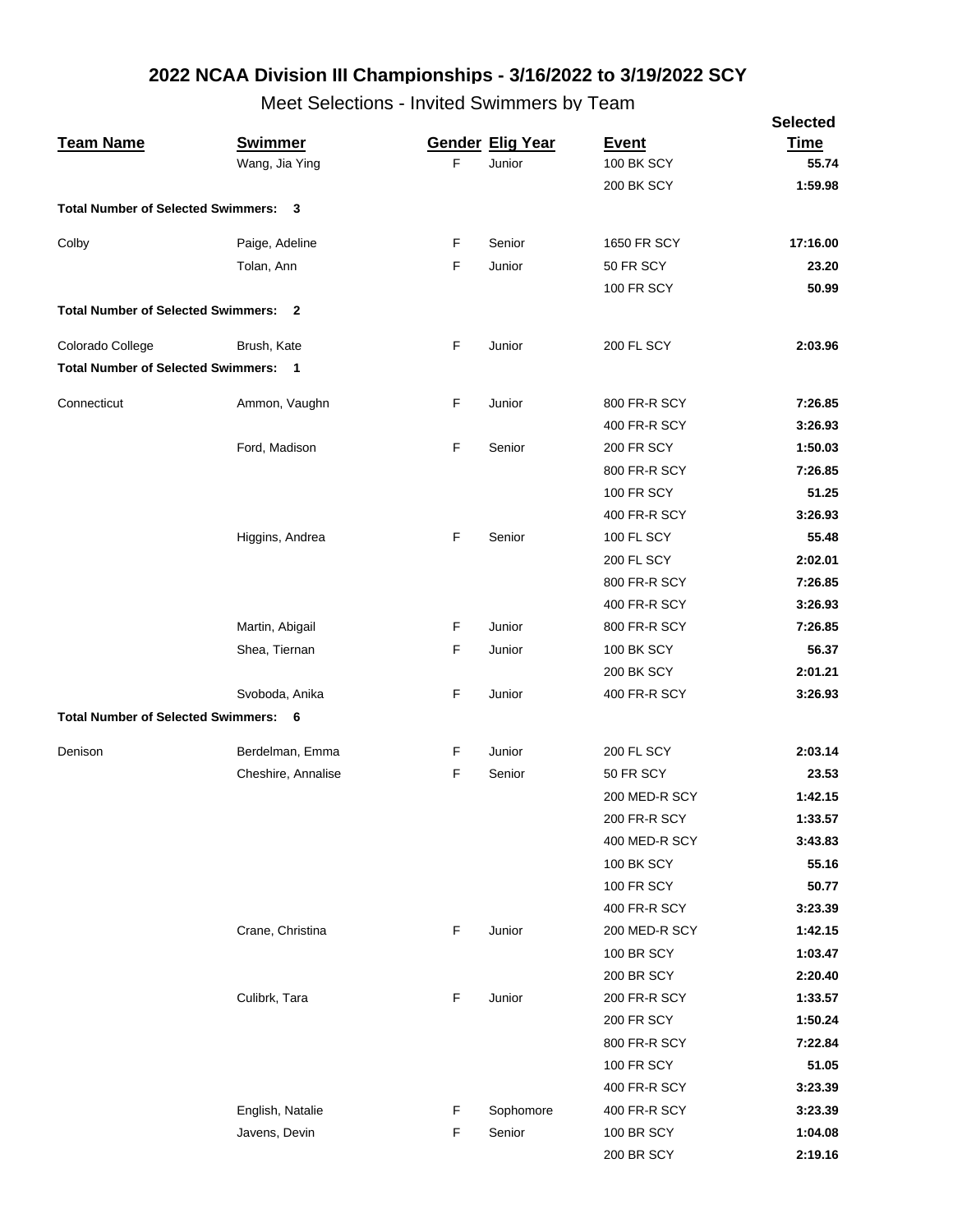## 2022 NCAA Division III Championships - 3/16/2022 to 3/19/2022 SCY

### Meet Selections - Invited Swimmers by Team

| Team Name | Swimmer | Gender | Elig Year | Event | Selected Time |
|---|---|---|---|---|---|
| | Wang, Jia Ying | F | Junior | 100 BK SCY | **55.74** |
| | | | | 200 BK SCY | **1:59.98** |
| **Total Number of Selected Swimmers: 3** | | | | | |
| Colby | Paige, Adeline | F | Senior | 1650 FR SCY | **17:16.00** |
| | Tolan, Ann | F | Junior | 50 FR SCY | **23.20** |
| | | | | 100 FR SCY | **50.99** |
| **Total Number of Selected Swimmers: 2** | | | | | |
| Colorado College | Brush, Kate | F | Junior | 200 FL SCY | **2:03.96** |
| **Total Number of Selected Swimmers: 1** | | | | | |
| Connecticut | Ammon, Vaughn | F | Junior | 800 FR-R SCY | **7:26.85** |
| | | | | 400 FR-R SCY | **3:26.93** |
| | Ford, Madison | F | Senior | 200 FR SCY | **1:50.03** |
| | | | | 800 FR-R SCY | **7:26.85** |
| | | | | 100 FR SCY | **51.25** |
| | | | | 400 FR-R SCY | **3:26.93** |
| | Higgins, Andrea | F | Senior | 100 FL SCY | **55.48** |
| | | | | 200 FL SCY | **2:02.01** |
| | | | | 800 FR-R SCY | **7:26.85** |
| | | | | 400 FR-R SCY | **3:26.93** |
| | Martin, Abigail | F | Junior | 800 FR-R SCY | **7:26.85** |
| | Shea, Tiernan | F | Junior | 100 BK SCY | **56.37** |
| | | | | 200 BK SCY | **2:01.21** |
| | Svoboda, Anika | F | Junior | 400 FR-R SCY | **3:26.93** |
| **Total Number of Selected Swimmers: 6** | | | | | |
| Denison | Berdelman, Emma | F | Junior | 200 FL SCY | **2:03.14** |
| | Cheshire, Annalise | F | Senior | 50 FR SCY | **23.53** |
| | | | | 200 MED-R SCY | **1:42.15** |
| | | | | 200 FR-R SCY | **1:33.57** |
| | | | | 400 MED-R SCY | **3:43.83** |
| | | | | 100 BK SCY | **55.16** |
| | | | | 100 FR SCY | **50.77** |
| | | | | 400 FR-R SCY | **3:23.39** |
| | Crane, Christina | F | Junior | 200 MED-R SCY | **1:42.15** |
| | | | | 100 BR SCY | **1:03.47** |
| | | | | 200 BR SCY | **2:20.40** |
| | Culibrk, Tara | F | Junior | 200 FR-R SCY | **1:33.57** |
| | | | | 200 FR SCY | **1:50.24** |
| | | | | 800 FR-R SCY | **7:22.84** |
| | | | | 100 FR SCY | **51.05** |
| | | | | 400 FR-R SCY | **3:23.39** |
| | English, Natalie | F | Sophomore | 400 FR-R SCY | **3:23.39** |
| | Javens, Devin | F | Senior | 100 BR SCY | **1:04.08** |
| | | | | 200 BR SCY | **2:19.16** |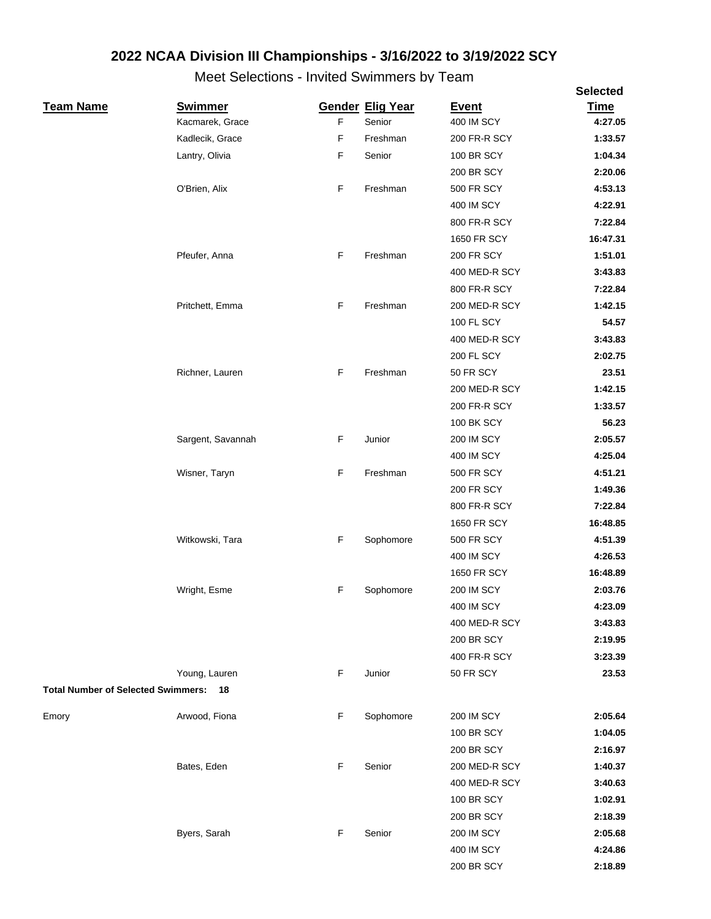# 2022 NCAA Division III Championships - 3/16/2022 to 3/19/2022 SCY

## Meet Selections - Invited Swimmers by Team

| Team Name | Swimmer | Gender | Elig Year | Event | Selected Time |
|---|---|---|---|---|---|
| | Kacmarek, Grace | F | Senior | 400 IM SCY | **4:27.05** |
| | Kadlecik, Grace | F | Freshman | 200 FR-R SCY | **1:33.57** |
| | Lantry, Olivia | F | Senior | 100 BR SCY | **1:04.34** |
| | | | | 200 BR SCY | **2:20.06** |
| | O'Brien, Alix | F | Freshman | 500 FR SCY | **4:53.13** |
| | | | | 400 IM SCY | **4:22.91** |
| | | | | 800 FR-R SCY | **7:22.84** |
| | | | | 1650 FR SCY | **16:47.31** |
| | Pfeufer, Anna | F | Freshman | 200 FR SCY | **1:51.01** |
| | | | | 400 MED-R SCY | **3:43.83** |
| | | | | 800 FR-R SCY | **7:22.84** |
| | Pritchett, Emma | F | Freshman | 200 MED-R SCY | **1:42.15** |
| | | | | 100 FL SCY | **54.57** |
| | | | | 400 MED-R SCY | **3:43.83** |
| | | | | 200 FL SCY | **2:02.75** |
| | Richner, Lauren | F | Freshman | 50 FR SCY | **23.51** |
| | | | | 200 MED-R SCY | **1:42.15** |
| | | | | 200 FR-R SCY | **1:33.57** |
| | | | | 100 BK SCY | **56.23** |
| | Sargent, Savannah | F | Junior | 200 IM SCY | **2:05.57** |
| | | | | 400 IM SCY | **4:25.04** |
| | Wisner, Taryn | F | Freshman | 500 FR SCY | **4:51.21** |
| | | | | 200 FR SCY | **1:49.36** |
| | | | | 800 FR-R SCY | **7:22.84** |
| | | | | 1650 FR SCY | **16:48.85** |
| | Witkowski, Tara | F | Sophomore | 500 FR SCY | **4:51.39** |
| | | | | 400 IM SCY | **4:26.53** |
| | | | | 1650 FR SCY | **16:48.89** |
| | Wright, Esme | F | Sophomore | 200 IM SCY | **2:03.76** |
| | | | | 400 IM SCY | **4:23.09** |
| | | | | 400 MED-R SCY | **3:43.83** |
| | | | | 200 BR SCY | **2:19.95** |
| | | | | 400 FR-R SCY | **3:23.39** |
| | Young, Lauren | F | Junior | 50 FR SCY | **23.53** |
| **Total Number of Selected Swimmers: 18** | | | | | |
| Emory | Arwood, Fiona | F | Sophomore | 200 IM SCY | **2:05.64** |
| | | | | 100 BR SCY | **1:04.05** |
| | | | | 200 BR SCY | **2:16.97** |
| | Bates, Eden | F | Senior | 200 MED-R SCY | **1:40.37** |
| | | | | 400 MED-R SCY | **3:40.63** |
| | | | | 100 BR SCY | **1:02.91** |
| | | | | 200 BR SCY | **2:18.39** |
| | Byers, Sarah | F | Senior | 200 IM SCY | **2:05.68** |
| | | | | 400 IM SCY | **4:24.86** |
| | | | | 200 BR SCY | **2:18.89** |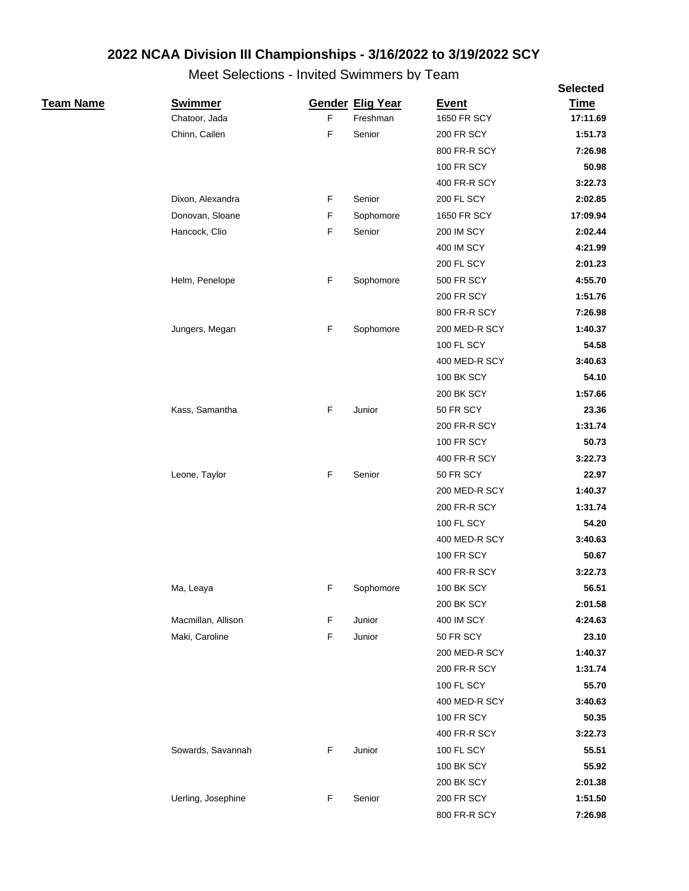## 2022 NCAA Division III Championships - 3/16/2022 to 3/19/2022 SCY

### Meet Selections - Invited Swimmers by Team

| Team Name | Swimmer | Gender | Elig Year | Event | Selected Time |
|---|---|---|---|---|---|
| | Chatoor, Jada | F | Freshman | 1650 FR SCY | **17:11.69** |
| | Chinn, Cailen | F | Senior | 200 FR SCY | **1:51.73** |
| | | | | 800 FR-R SCY | **7:26.98** |
| | | | | 100 FR SCY | **50.98** |
| | | | | 400 FR-R SCY | **3:22.73** |
| | Dixon, Alexandra | F | Senior | 200 FL SCY | **2:02.85** |
| | Donovan, Sloane | F | Sophomore | 1650 FR SCY | **17:09.94** |
| | Hancock, Clio | F | Senior | 200 IM SCY | **2:02.44** |
| | | | | 400 IM SCY | **4:21.99** |
| | | | | 200 FL SCY | **2:01.23** |
| | Helm, Penelope | F | Sophomore | 500 FR SCY | **4:55.70** |
| | | | | 200 FR SCY | **1:51.76** |
| | | | | 800 FR-R SCY | **7:26.98** |
| | Jungers, Megan | F | Sophomore | 200 MED-R SCY | **1:40.37** |
| | | | | 100 FL SCY | **54.58** |
| | | | | 400 MED-R SCY | **3:40.63** |
| | | | | 100 BK SCY | **54.10** |
| | | | | 200 BK SCY | **1:57.66** |
| | Kass, Samantha | F | Junior | 50 FR SCY | **23.36** |
| | | | | 200 FR-R SCY | **1:31.74** |
| | | | | 100 FR SCY | **50.73** |
| | | | | 400 FR-R SCY | **3:22.73** |
| | Leone, Taylor | F | Senior | 50 FR SCY | **22.97** |
| | | | | 200 MED-R SCY | **1:40.37** |
| | | | | 200 FR-R SCY | **1:31.74** |
| | | | | 100 FL SCY | **54.20** |
| | | | | 400 MED-R SCY | **3:40.63** |
| | | | | 100 FR SCY | **50.67** |
| | | | | 400 FR-R SCY | **3:22.73** |
| | Ma, Leaya | F | Sophomore | 100 BK SCY | **56.51** |
| | | | | 200 BK SCY | **2:01.58** |
| | Macmillan, Allison | F | Junior | 400 IM SCY | **4:24.63** |
| | Maki, Caroline | F | Junior | 50 FR SCY | **23.10** |
| | | | | 200 MED-R SCY | **1:40.37** |
| | | | | 200 FR-R SCY | **1:31.74** |
| | | | | 100 FL SCY | **55.70** |
| | | | | 400 MED-R SCY | **3:40.63** |
| | | | | 100 FR SCY | **50.35** |
| | | | | 400 FR-R SCY | **3:22.73** |
| | Sowards, Savannah | F | Junior | 100 FL SCY | **55.51** |
| | | | | 100 BK SCY | **55.92** |
| | | | | 200 BK SCY | **2:01.38** |
| | Uerling, Josephine | F | Senior | 200 FR SCY | **1:51.50** |
| | | | | 800 FR-R SCY | **7:26.98** |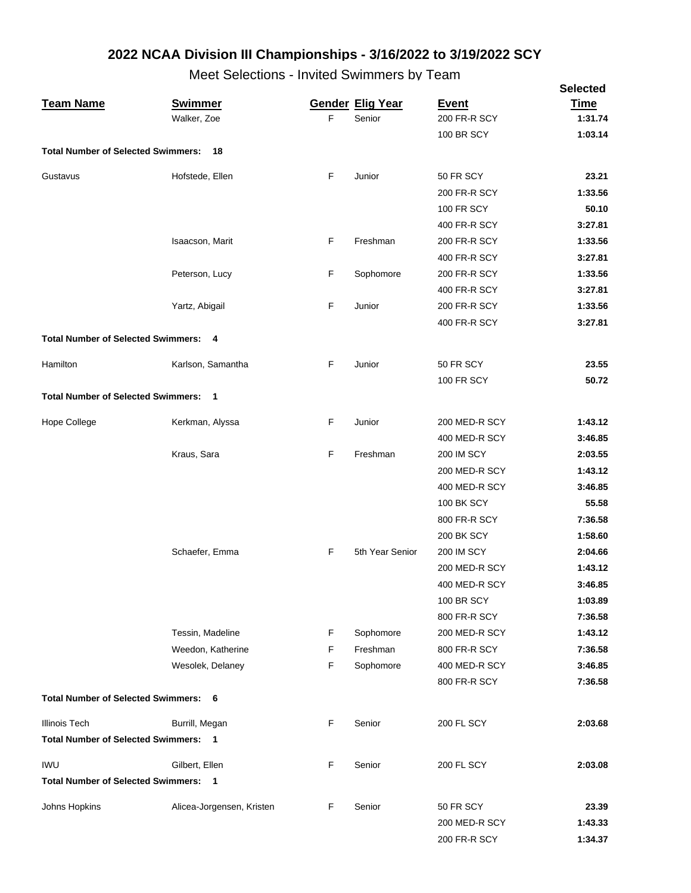# 2022 NCAA Division III Championships - 3/16/2022 to 3/19/2022 SCY

## Meet Selections - Invited Swimmers by Team

| Team Name | Swimmer | Gender | Elig Year | Event | Selected Time |
|---|---|---|---|---|---|
| | Walker, Zoe | F | Senior | 200 FR-R SCY | **1:31.74** |
| | | | | 100 BR SCY | **1:03.14** |
| **Total Number of Selected Swimmers: 18** | | | | | |
| Gustavus | Hofstede, Ellen | F | Junior | 50 FR SCY | **23.21** |
| | | | | 200 FR-R SCY | **1:33.56** |
| | | | | 100 FR SCY | **50.10** |
| | | | | 400 FR-R SCY | **3:27.81** |
| | Isaacson, Marit | F | Freshman | 200 FR-R SCY | **1:33.56** |
| | | | | 400 FR-R SCY | **3:27.81** |
| | Peterson, Lucy | F | Sophomore | 200 FR-R SCY | **1:33.56** |
| | | | | 400 FR-R SCY | **3:27.81** |
| | Yartz, Abigail | F | Junior | 200 FR-R SCY | **1:33.56** |
| | | | | 400 FR-R SCY | **3:27.81** |
| **Total Number of Selected Swimmers: 4** | | | | | |
| Hamilton | Karlson, Samantha | F | Junior | 50 FR SCY | **23.55** |
| | | | | 100 FR SCY | **50.72** |
| **Total Number of Selected Swimmers: 1** | | | | | |
| Hope College | Kerkman, Alyssa | F | Junior | 200 MED-R SCY | **1:43.12** |
| | | | | 400 MED-R SCY | **3:46.85** |
| | Kraus, Sara | F | Freshman | 200 IM SCY | **2:03.55** |
| | | | | 200 MED-R SCY | **1:43.12** |
| | | | | 400 MED-R SCY | **3:46.85** |
| | | | | 100 BK SCY | **55.58** |
| | | | | 800 FR-R SCY | **7:36.58** |
| | | | | 200 BK SCY | **1:58.60** |
| | Schaefer, Emma | F | 5th Year Senior | 200 IM SCY | **2:04.66** |
| | | | | 200 MED-R SCY | **1:43.12** |
| | | | | 400 MED-R SCY | **3:46.85** |
| | | | | 100 BR SCY | **1:03.89** |
| | | | | 800 FR-R SCY | **7:36.58** |
| | Tessin, Madeline | F | Sophomore | 200 MED-R SCY | **1:43.12** |
| | Weedon, Katherine | F | Freshman | 800 FR-R SCY | **7:36.58** |
| | Wesolek, Delaney | F | Sophomore | 400 MED-R SCY | **3:46.85** |
| | | | | 800 FR-R SCY | **7:36.58** |
| **Total Number of Selected Swimmers: 6** | | | | | |
| Illinois Tech | Burrill, Megan | F | Senior | 200 FL SCY | **2:03.68** |
| **Total Number of Selected Swimmers: 1** | | | | | |
| IWU | Gilbert, Ellen | F | Senior | 200 FL SCY | **2:03.08** |
| **Total Number of Selected Swimmers: 1** | | | | | |
| Johns Hopkins | Alicea-Jorgensen, Kristen | F | Senior | 50 FR SCY | **23.39** |
| | | | | 200 MED-R SCY | **1:43.33** |
| | | | | 200 FR-R SCY | **1:34.37** |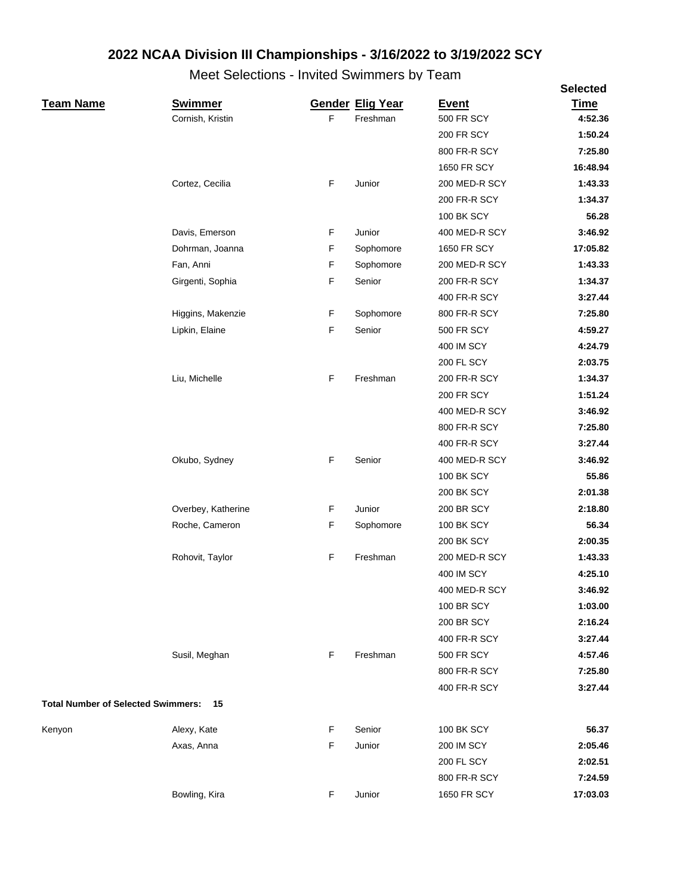# 2022 NCAA Division III Championships - 3/16/2022 to 3/19/2022 SCY

## Meet Selections - Invited Swimmers by Team

| Team Name | Swimmer | Gender | Elig Year | Event | Selected Time |
|---|---|---|---|---|---|
| | Cornish, Kristin | F | Freshman | 500 FR SCY | **4:52.36** |
| | | | | 200 FR SCY | **1:50.24** |
| | | | | 800 FR-R SCY | **7:25.80** |
| | | | | 1650 FR SCY | **16:48.94** |
| | Cortez, Cecilia | F | Junior | 200 MED-R SCY | **1:43.33** |
| | | | | 200 FR-R SCY | **1:34.37** |
| | | | | 100 BK SCY | **56.28** |
| | Davis, Emerson | F | Junior | 400 MED-R SCY | **3:46.92** |
| | Dohrman, Joanna | F | Sophomore | 1650 FR SCY | **17:05.82** |
| | Fan, Anni | F | Sophomore | 200 MED-R SCY | **1:43.33** |
| | Girgenti, Sophia | F | Senior | 200 FR-R SCY | **1:34.37** |
| | | | | 400 FR-R SCY | **3:27.44** |
| | Higgins, Makenzie | F | Sophomore | 800 FR-R SCY | **7:25.80** |
| | Lipkin, Elaine | F | Senior | 500 FR SCY | **4:59.27** |
| | | | | 400 IM SCY | **4:24.79** |
| | | | | 200 FL SCY | **2:03.75** |
| | Liu, Michelle | F | Freshman | 200 FR-R SCY | **1:34.37** |
| | | | | 200 FR SCY | **1:51.24** |
| | | | | 400 MED-R SCY | **3:46.92** |
| | | | | 800 FR-R SCY | **7:25.80** |
| | | | | 400 FR-R SCY | **3:27.44** |
| | Okubo, Sydney | F | Senior | 400 MED-R SCY | **3:46.92** |
| | | | | 100 BK SCY | **55.86** |
| | | | | 200 BK SCY | **2:01.38** |
| | Overbey, Katherine | F | Junior | 200 BR SCY | **2:18.80** |
| | Roche, Cameron | F | Sophomore | 100 BK SCY | **56.34** |
| | | | | 200 BK SCY | **2:00.35** |
| | Rohovit, Taylor | F | Freshman | 200 MED-R SCY | **1:43.33** |
| | | | | 400 IM SCY | **4:25.10** |
| | | | | 400 MED-R SCY | **3:46.92** |
| | | | | 100 BR SCY | **1:03.00** |
| | | | | 200 BR SCY | **2:16.24** |
| | | | | 400 FR-R SCY | **3:27.44** |
| | Susil, Meghan | F | Freshman | 500 FR SCY | **4:57.46** |
| | | | | 800 FR-R SCY | **7:25.80** |
| | | | | 400 FR-R SCY | **3:27.44** |

**Total Number of Selected Swimmers: 15**

| Team Name | Swimmer | Gender | Elig Year | Event | Selected Time |
|---|---|---|---|---|---|
| Kenyon | Alexy, Kate | F | Senior | 100 BK SCY | **56.37** |
| | Axas, Anna | F | Junior | 200 IM SCY | **2:05.46** |
| | | | | 200 FL SCY | **2:02.51** |
| | | | | 800 FR-R SCY | **7:24.59** |
| | Bowling, Kira | F | Junior | 1650 FR SCY | **17:03.03** |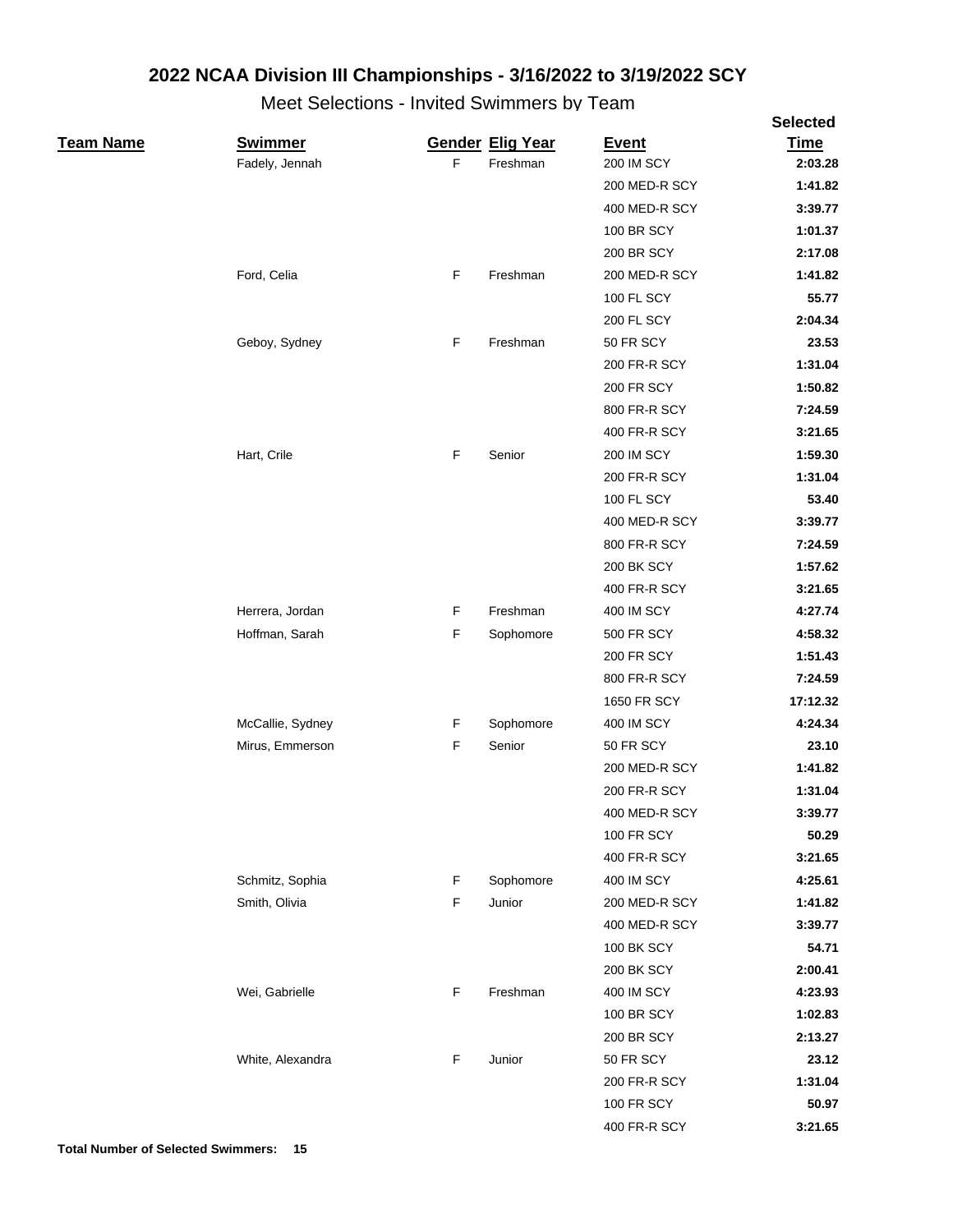# 2022 NCAA Division III Championships - 3/16/2022 to 3/19/2022 SCY

## Meet Selections - Invited Swimmers by Team

| Team Name | Swimmer | Gender | Elig Year | Event | Selected Time |
|---|---|---|---|---|---|
| | Fadely, Jennah | F | Freshman | 200 IM SCY | **2:03.28** |
| | | | | 200 MED-R SCY | **1:41.82** |
| | | | | 400 MED-R SCY | **3:39.77** |
| | | | | 100 BR SCY | **1:01.37** |
| | | | | 200 BR SCY | **2:17.08** |
| | Ford, Celia | F | Freshman | 200 MED-R SCY | **1:41.82** |
| | | | | 100 FL SCY | **55.77** |
| | | | | 200 FL SCY | **2:04.34** |
| | Geboy, Sydney | F | Freshman | 50 FR SCY | **23.53** |
| | | | | 200 FR-R SCY | **1:31.04** |
| | | | | 200 FR SCY | **1:50.82** |
| | | | | 800 FR-R SCY | **7:24.59** |
| | | | | 400 FR-R SCY | **3:21.65** |
| | Hart, Crile | F | Senior | 200 IM SCY | **1:59.30** |
| | | | | 200 FR-R SCY | **1:31.04** |
| | | | | 100 FL SCY | **53.40** |
| | | | | 400 MED-R SCY | **3:39.77** |
| | | | | 800 FR-R SCY | **7:24.59** |
| | | | | 200 BK SCY | **1:57.62** |
| | | | | 400 FR-R SCY | **3:21.65** |
| | Herrera, Jordan | F | Freshman | 400 IM SCY | **4:27.74** |
| | Hoffman, Sarah | F | Sophomore | 500 FR SCY | **4:58.32** |
| | | | | 200 FR SCY | **1:51.43** |
| | | | | 800 FR-R SCY | **7:24.59** |
| | | | | 1650 FR SCY | **17:12.32** |
| | McCallie, Sydney | F | Sophomore | 400 IM SCY | **4:24.34** |
| | Mirus, Emmerson | F | Senior | 50 FR SCY | **23.10** |
| | | | | 200 MED-R SCY | **1:41.82** |
| | | | | 200 FR-R SCY | **1:31.04** |
| | | | | 400 MED-R SCY | **3:39.77** |
| | | | | 100 FR SCY | **50.29** |
| | | | | 400 FR-R SCY | **3:21.65** |
| | Schmitz, Sophia | F | Sophomore | 400 IM SCY | **4:25.61** |
| | Smith, Olivia | F | Junior | 200 MED-R SCY | **1:41.82** |
| | | | | 400 MED-R SCY | **3:39.77** |
| | | | | 100 BK SCY | **54.71** |
| | | | | 200 BK SCY | **2:00.41** |
| | Wei, Gabrielle | F | Freshman | 400 IM SCY | **4:23.93** |
| | | | | 100 BR SCY | **1:02.83** |
| | | | | 200 BR SCY | **2:13.27** |
| | White, Alexandra | F | Junior | 50 FR SCY | **23.12** |
| | | | | 200 FR-R SCY | **1:31.04** |
| | | | | 100 FR SCY | **50.97** |
| | | | | 400 FR-R SCY | **3:21.65** |

**Total Number of Selected Swimmers: 15**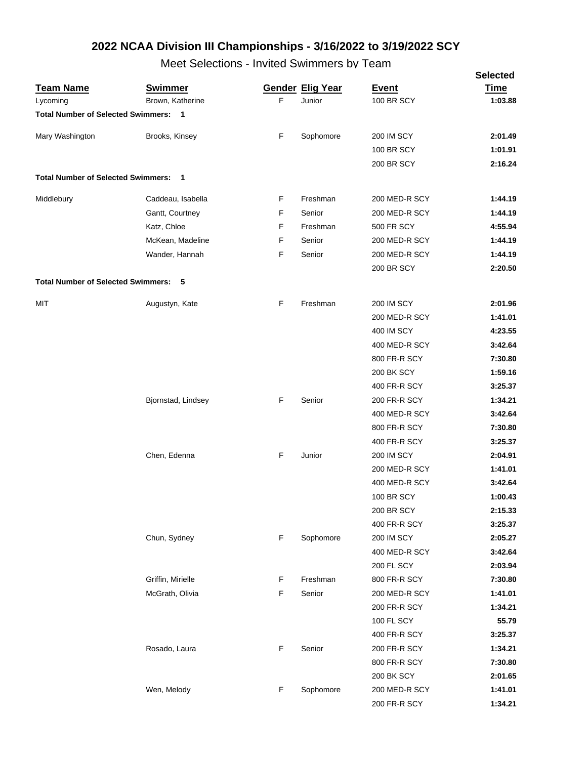# 2022 NCAA Division III Championships - 3/16/2022 to 3/19/2022 SCY

## Meet Selections - Invited Swimmers by Team

| Team Name | Swimmer | Gender | Elig Year | Event | Selected Time |
|---|---|---|---|---|---|
| Lycoming | Brown, Katherine | F | Junior | 100 BR SCY | **1:03.88** |
| **Total Number of Selected Swimmers: 1** | | | | | |
| Mary Washington | Brooks, Kinsey | F | Sophomore | 200 IM SCY | **2:01.49** |
| | | | | 100 BR SCY | **1:01.91** |
| | | | | 200 BR SCY | **2:16.24** |
| **Total Number of Selected Swimmers: 1** | | | | | |
| Middlebury | Caddeau, Isabella | F | Freshman | 200 MED-R SCY | **1:44.19** |
| | Gantt, Courtney | F | Senior | 200 MED-R SCY | **1:44.19** |
| | Katz, Chloe | F | Freshman | 500 FR SCY | **4:55.94** |
| | McKean, Madeline | F | Senior | 200 MED-R SCY | **1:44.19** |
| | Wander, Hannah | F | Senior | 200 MED-R SCY | **1:44.19** |
| | | | | 200 BR SCY | **2:20.50** |
| **Total Number of Selected Swimmers: 5** | | | | | |
| MIT | Augustyn, Kate | F | Freshman | 200 IM SCY | **2:01.96** |
| | | | | 200 MED-R SCY | **1:41.01** |
| | | | | 400 IM SCY | **4:23.55** |
| | | | | 400 MED-R SCY | **3:42.64** |
| | | | | 800 FR-R SCY | **7:30.80** |
| | | | | 200 BK SCY | **1:59.16** |
| | | | | 400 FR-R SCY | **3:25.37** |
| | Bjornstad, Lindsey | F | Senior | 200 FR-R SCY | **1:34.21** |
| | | | | 400 MED-R SCY | **3:42.64** |
| | | | | 800 FR-R SCY | **7:30.80** |
| | | | | 400 FR-R SCY | **3:25.37** |
| | Chen, Edenna | F | Junior | 200 IM SCY | **2:04.91** |
| | | | | 200 MED-R SCY | **1:41.01** |
| | | | | 400 MED-R SCY | **3:42.64** |
| | | | | 100 BR SCY | **1:00.43** |
| | | | | 200 BR SCY | **2:15.33** |
| | | | | 400 FR-R SCY | **3:25.37** |
| | Chun, Sydney | F | Sophomore | 200 IM SCY | **2:05.27** |
| | | | | 400 MED-R SCY | **3:42.64** |
| | | | | 200 FL SCY | **2:03.94** |
| | Griffin, Mirielle | F | Freshman | 800 FR-R SCY | **7:30.80** |
| | McGrath, Olivia | F | Senior | 200 MED-R SCY | **1:41.01** |
| | | | | 200 FR-R SCY | **1:34.21** |
| | | | | 100 FL SCY | **55.79** |
| | | | | 400 FR-R SCY | **3:25.37** |
| | Rosado, Laura | F | Senior | 200 FR-R SCY | **1:34.21** |
| | | | | 800 FR-R SCY | **7:30.80** |
| | | | | 200 BK SCY | **2:01.65** |
| | Wen, Melody | F | Sophomore | 200 MED-R SCY | **1:41.01** |
| | | | | 200 FR-R SCY | **1:34.21** |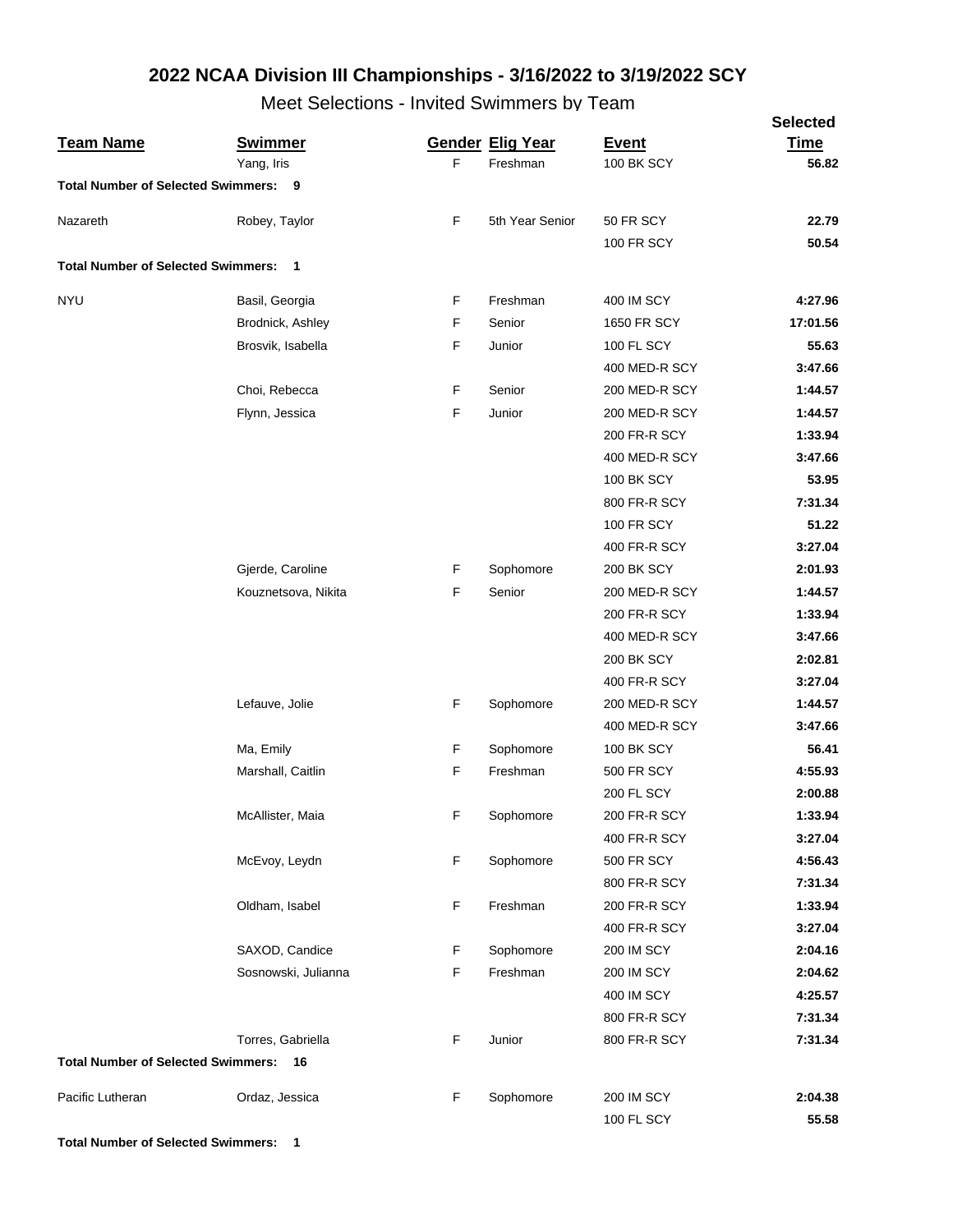# 2022 NCAA Division III Championships - 3/16/2022 to 3/19/2022 SCY

## Meet Selections - Invited Swimmers by Team

| Team Name | Swimmer | Gender | Elig Year | Event | Selected Time |
|---|---|---|---|---|---|
| | Yang, Iris | F | Freshman | 100 BK SCY | **56.82** |
| **Total Number of Selected Swimmers: 9** | | | | | |
| Nazareth | Robey, Taylor | F | 5th Year Senior | 50 FR SCY | **22.79** |
| | | | | 100 FR SCY | **50.54** |
| **Total Number of Selected Swimmers: 1** | | | | | |
| NYU | Basil, Georgia | F | Freshman | 400 IM SCY | **4:27.96** |
| | Brodnick, Ashley | F | Senior | 1650 FR SCY | **17:01.56** |
| | Brosvik, Isabella | F | Junior | 100 FL SCY | **55.63** |
| | | | | 400 MED-R SCY | **3:47.66** |
| | Choi, Rebecca | F | Senior | 200 MED-R SCY | **1:44.57** |
| | Flynn, Jessica | F | Junior | 200 MED-R SCY | **1:44.57** |
| | | | | 200 FR-R SCY | **1:33.94** |
| | | | | 400 MED-R SCY | **3:47.66** |
| | | | | 100 BK SCY | **53.95** |
| | | | | 800 FR-R SCY | **7:31.34** |
| | | | | 100 FR SCY | **51.22** |
| | | | | 400 FR-R SCY | **3:27.04** |
| | Gjerde, Caroline | F | Sophomore | 200 BK SCY | **2:01.93** |
| | Kouznetsova, Nikita | F | Senior | 200 MED-R SCY | **1:44.57** |
| | | | | 200 FR-R SCY | **1:33.94** |
| | | | | 400 MED-R SCY | **3:47.66** |
| | | | | 200 BK SCY | **2:02.81** |
| | | | | 400 FR-R SCY | **3:27.04** |
| | Lefauve, Jolie | F | Sophomore | 200 MED-R SCY | **1:44.57** |
| | | | | 400 MED-R SCY | **3:47.66** |
| | Ma, Emily | F | Sophomore | 100 BK SCY | **56.41** |
| | Marshall, Caitlin | F | Freshman | 500 FR SCY | **4:55.93** |
| | | | | 200 FL SCY | **2:00.88** |
| | McAllister, Maia | F | Sophomore | 200 FR-R SCY | **1:33.94** |
| | | | | 400 FR-R SCY | **3:27.04** |
| | McEvoy, Leydn | F | Sophomore | 500 FR SCY | **4:56.43** |
| | | | | 800 FR-R SCY | **7:31.34** |
| | Oldham, Isabel | F | Freshman | 200 FR-R SCY | **1:33.94** |
| | | | | 400 FR-R SCY | **3:27.04** |
| | SAXOD, Candice | F | Sophomore | 200 IM SCY | **2:04.16** |
| | Sosnowski, Julianna | F | Freshman | 200 IM SCY | **2:04.62** |
| | | | | 400 IM SCY | **4:25.57** |
| | | | | 800 FR-R SCY | **7:31.34** |
| | Torres, Gabriella | F | Junior | 800 FR-R SCY | **7:31.34** |
| **Total Number of Selected Swimmers: 16** | | | | | |
| Pacific Lutheran | Ordaz, Jessica | F | Sophomore | 200 IM SCY | **2:04.38** |
| | | | | 100 FL SCY | **55.58** |
| **Total Number of Selected Swimmers: 1** | | | | | |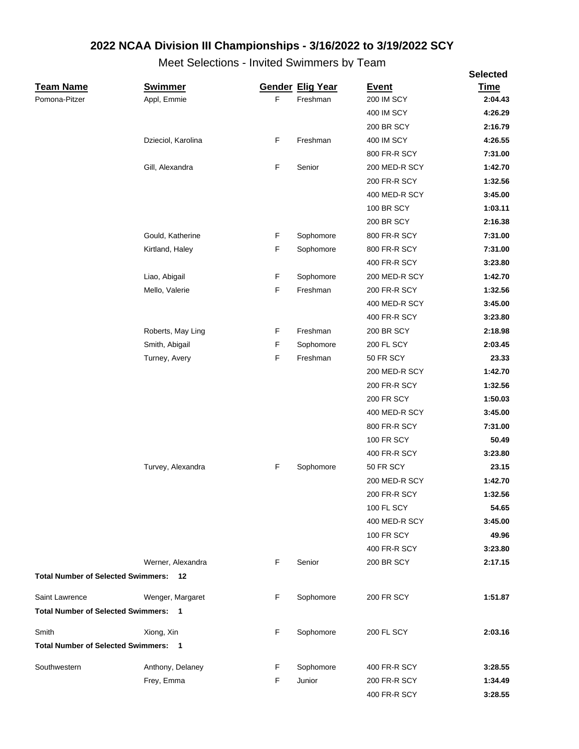# 2022 NCAA Division III Championships - 3/16/2022 to 3/19/2022 SCY

## Meet Selections - Invited Swimmers by Team

| Team Name | Swimmer | Gender | Elig Year | Event | Selected Time |
|---|---|---|---|---|---|
| Pomona-Pitzer | Appl, Emmie | F | Freshman | 200 IM SCY | **2:04.43** |
| | | | | 400 IM SCY | **4:26.29** |
| | | | | 200 BR SCY | **2:16.79** |
| | Dzieciol, Karolina | F | Freshman | 400 IM SCY | **4:26.55** |
| | | | | 800 FR-R SCY | **7:31.00** |
| | Gill, Alexandra | F | Senior | 200 MED-R SCY | **1:42.70** |
| | | | | 200 FR-R SCY | **1:32.56** |
| | | | | 400 MED-R SCY | **3:45.00** |
| | | | | 100 BR SCY | **1:03.11** |
| | | | | 200 BR SCY | **2:16.38** |
| | Gould, Katherine | F | Sophomore | 800 FR-R SCY | **7:31.00** |
| | Kirtland, Haley | F | Sophomore | 800 FR-R SCY | **7:31.00** |
| | | | | 400 FR-R SCY | **3:23.80** |
| | Liao, Abigail | F | Sophomore | 200 MED-R SCY | **1:42.70** |
| | Mello, Valerie | F | Freshman | 200 FR-R SCY | **1:32.56** |
| | | | | 400 MED-R SCY | **3:45.00** |
| | | | | 400 FR-R SCY | **3:23.80** |
| | Roberts, May Ling | F | Freshman | 200 BR SCY | **2:18.98** |
| | Smith, Abigail | F | Sophomore | 200 FL SCY | **2:03.45** |
| | Turney, Avery | F | Freshman | 50 FR SCY | **23.33** |
| | | | | 200 MED-R SCY | **1:42.70** |
| | | | | 200 FR-R SCY | **1:32.56** |
| | | | | 200 FR SCY | **1:50.03** |
| | | | | 400 MED-R SCY | **3:45.00** |
| | | | | 800 FR-R SCY | **7:31.00** |
| | | | | 100 FR SCY | **50.49** |
| | | | | 400 FR-R SCY | **3:23.80** |
| | Turvey, Alexandra | F | Sophomore | 50 FR SCY | **23.15** |
| | | | | 200 MED-R SCY | **1:42.70** |
| | | | | 200 FR-R SCY | **1:32.56** |
| | | | | 100 FL SCY | **54.65** |
| | | | | 400 MED-R SCY | **3:45.00** |
| | | | | 100 FR SCY | **49.96** |
| | | | | 400 FR-R SCY | **3:23.80** |
| | Werner, Alexandra | F | Senior | 200 BR SCY | **2:17.15** |
| **Total Number of Selected Swimmers: 12** | | | | | |
| Saint Lawrence | Wenger, Margaret | F | Sophomore | 200 FR SCY | **1:51.87** |
| **Total Number of Selected Swimmers: 1** | | | | | |
| Smith | Xiong, Xin | F | Sophomore | 200 FL SCY | **2:03.16** |
| **Total Number of Selected Swimmers: 1** | | | | | |
| Southwestern | Anthony, Delaney | F | Sophomore | 400 FR-R SCY | **3:28.55** |
| | Frey, Emma | F | Junior | 200 FR-R SCY | **1:34.49** |
| | | | | 400 FR-R SCY | **3:28.55** |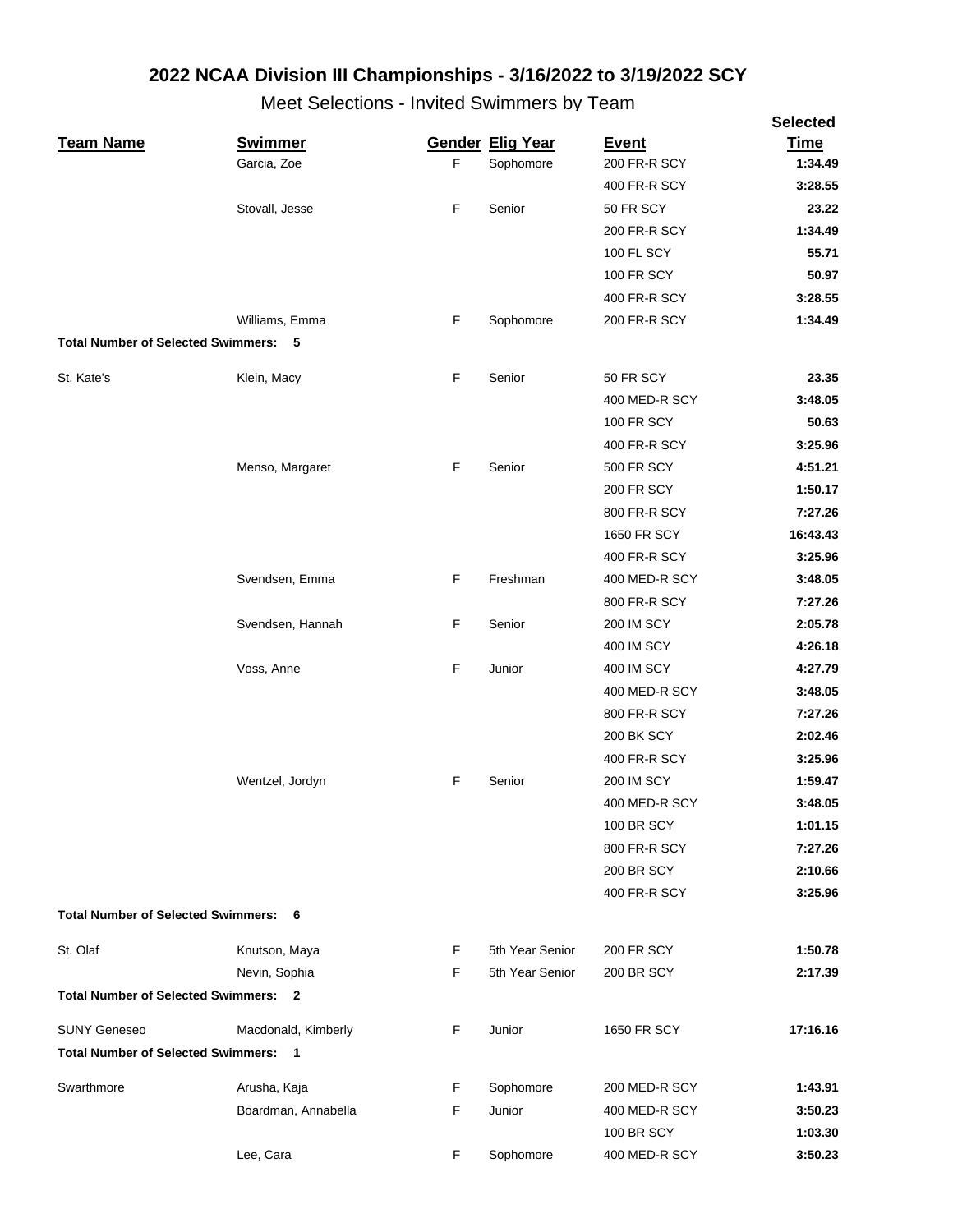# 2022 NCAA Division III Championships - 3/16/2022 to 3/19/2022 SCY

## Meet Selections - Invited Swimmers by Team

| Team Name | Swimmer | Gender | Elig Year | Event | Selected Time |
|---|---|---|---|---|---|
| | Garcia, Zoe | F | Sophomore | 200 FR-R SCY | **1:34.49** |
| | | | | 400 FR-R SCY | **3:28.55** |
| | Stovall, Jesse | F | Senior | 50 FR SCY | **23.22** |
| | | | | 200 FR-R SCY | **1:34.49** |
| | | | | 100 FL SCY | **55.71** |
| | | | | 100 FR SCY | **50.97** |
| | | | | 400 FR-R SCY | **3:28.55** |
| | Williams, Emma | F | Sophomore | 200 FR-R SCY | **1:34.49** |
| **Total Number of Selected Swimmers: 5** | | | | | |
| St. Kate's | Klein, Macy | F | Senior | 50 FR SCY | **23.35** |
| | | | | 400 MED-R SCY | **3:48.05** |
| | | | | 100 FR SCY | **50.63** |
| | | | | 400 FR-R SCY | **3:25.96** |
| | Menso, Margaret | F | Senior | 500 FR SCY | **4:51.21** |
| | | | | 200 FR SCY | **1:50.17** |
| | | | | 800 FR-R SCY | **7:27.26** |
| | | | | 1650 FR SCY | **16:43.43** |
| | | | | 400 FR-R SCY | **3:25.96** |
| | Svendsen, Emma | F | Freshman | 400 MED-R SCY | **3:48.05** |
| | | | | 800 FR-R SCY | **7:27.26** |
| | Svendsen, Hannah | F | Senior | 200 IM SCY | **2:05.78** |
| | | | | 400 IM SCY | **4:26.18** |
| | Voss, Anne | F | Junior | 400 IM SCY | **4:27.79** |
| | | | | 400 MED-R SCY | **3:48.05** |
| | | | | 800 FR-R SCY | **7:27.26** |
| | | | | 200 BK SCY | **2:02.46** |
| | | | | 400 FR-R SCY | **3:25.96** |
| | Wentzel, Jordyn | F | Senior | 200 IM SCY | **1:59.47** |
| | | | | 400 MED-R SCY | **3:48.05** |
| | | | | 100 BR SCY | **1:01.15** |
| | | | | 800 FR-R SCY | **7:27.26** |
| | | | | 200 BR SCY | **2:10.66** |
| | | | | 400 FR-R SCY | **3:25.96** |
| **Total Number of Selected Swimmers: 6** | | | | | |
| St. Olaf | Knutson, Maya | F | 5th Year Senior | 200 FR SCY | **1:50.78** |
| | Nevin, Sophia | F | 5th Year Senior | 200 BR SCY | **2:17.39** |
| **Total Number of Selected Swimmers: 2** | | | | | |
| SUNY Geneseo | Macdonald, Kimberly | F | Junior | 1650 FR SCY | **17:16.16** |
| **Total Number of Selected Swimmers: 1** | | | | | |
| Swarthmore | Arusha, Kaja | F | Sophomore | 200 MED-R SCY | **1:43.91** |
| | Boardman, Annabella | F | Junior | 400 MED-R SCY | **3:50.23** |
| | | | | 100 BR SCY | **1:03.30** |
| | Lee, Cara | F | Sophomore | 400 MED-R SCY | **3:50.23** |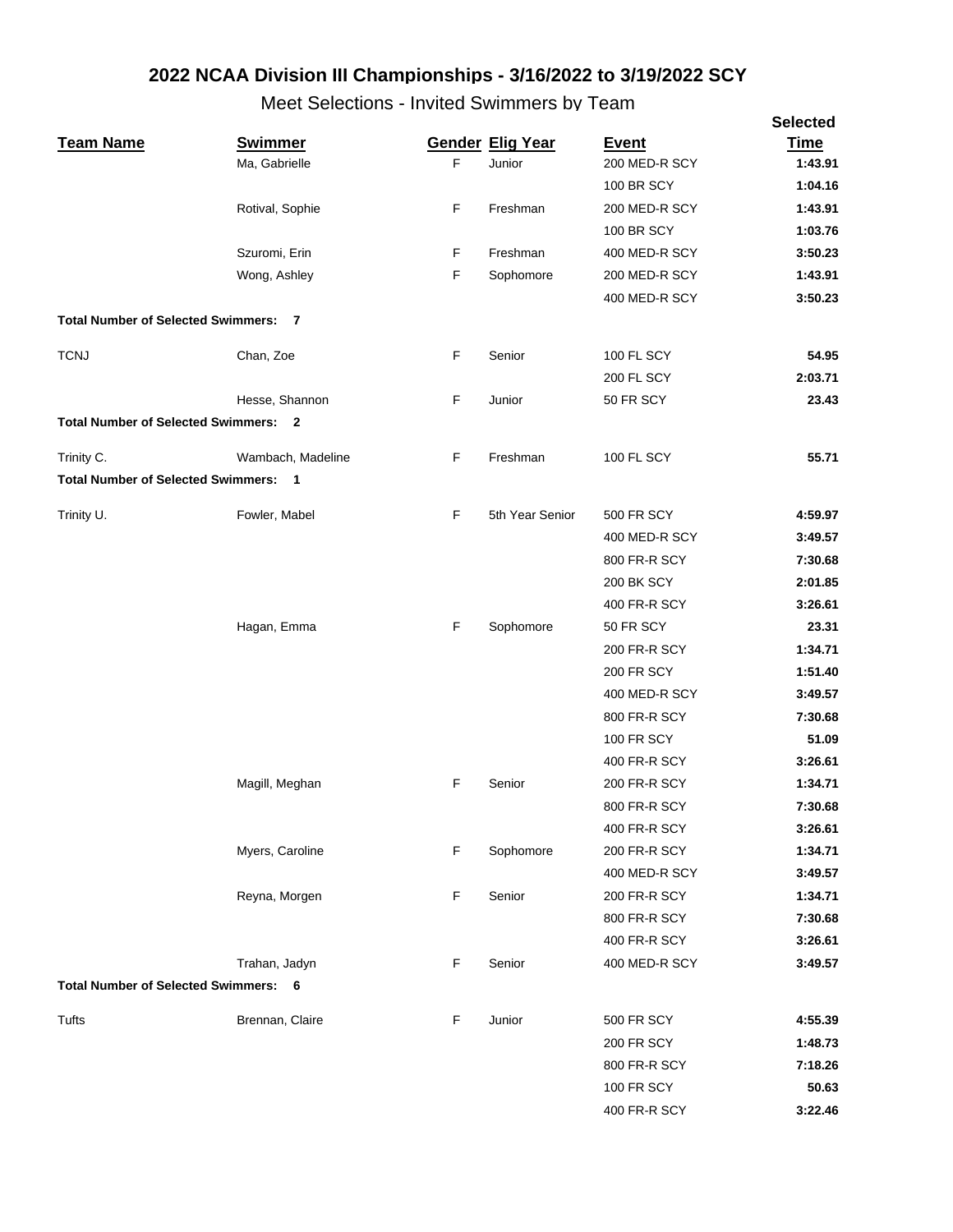## 2022 NCAA Division III Championships - 3/16/2022 to 3/19/2022 SCY

### Meet Selections - Invited Swimmers by Team

| Team Name | Swimmer | Gender | Elig Year | Event | Selected Time |
|---|---|---|---|---|---|
| | Ma, Gabrielle | F | Junior | 200 MED-R SCY | **1:43.91** |
| | | | | 100 BR SCY | **1:04.16** |
| | Rotival, Sophie | F | Freshman | 200 MED-R SCY | **1:43.91** |
| | | | | 100 BR SCY | **1:03.76** |
| | Szuromi, Erin | F | Freshman | 400 MED-R SCY | **3:50.23** |
| | Wong, Ashley | F | Sophomore | 200 MED-R SCY | **1:43.91** |
| | | | | 400 MED-R SCY | **3:50.23** |
| **Total Number of Selected Swimmers: 7** | | | | | |
| TCNJ | Chan, Zoe | F | Senior | 100 FL SCY | **54.95** |
| | | | | 200 FL SCY | **2:03.71** |
| | Hesse, Shannon | F | Junior | 50 FR SCY | **23.43** |
| **Total Number of Selected Swimmers: 2** | | | | | |
| Trinity C. | Wambach, Madeline | F | Freshman | 100 FL SCY | **55.71** |
| **Total Number of Selected Swimmers: 1** | | | | | |
| Trinity U. | Fowler, Mabel | F | 5th Year Senior | 500 FR SCY | **4:59.97** |
| | | | | 400 MED-R SCY | **3:49.57** |
| | | | | 800 FR-R SCY | **7:30.68** |
| | | | | 200 BK SCY | **2:01.85** |
| | | | | 400 FR-R SCY | **3:26.61** |
| | Hagan, Emma | F | Sophomore | 50 FR SCY | **23.31** |
| | | | | 200 FR-R SCY | **1:34.71** |
| | | | | 200 FR SCY | **1:51.40** |
| | | | | 400 MED-R SCY | **3:49.57** |
| | | | | 800 FR-R SCY | **7:30.68** |
| | | | | 100 FR SCY | **51.09** |
| | | | | 400 FR-R SCY | **3:26.61** |
| | Magill, Meghan | F | Senior | 200 FR-R SCY | **1:34.71** |
| | | | | 800 FR-R SCY | **7:30.68** |
| | | | | 400 FR-R SCY | **3:26.61** |
| | Myers, Caroline | F | Sophomore | 200 FR-R SCY | **1:34.71** |
| | | | | 400 MED-R SCY | **3:49.57** |
| | Reyna, Morgen | F | Senior | 200 FR-R SCY | **1:34.71** |
| | | | | 800 FR-R SCY | **7:30.68** |
| | | | | 400 FR-R SCY | **3:26.61** |
| | Trahan, Jadyn | F | Senior | 400 MED-R SCY | **3:49.57** |
| **Total Number of Selected Swimmers: 6** | | | | | |
| Tufts | Brennan, Claire | F | Junior | 500 FR SCY | **4:55.39** |
| | | | | 200 FR SCY | **1:48.73** |
| | | | | 800 FR-R SCY | **7:18.26** |
| | | | | 100 FR SCY | **50.63** |
| | | | | 400 FR-R SCY | **3:22.46** |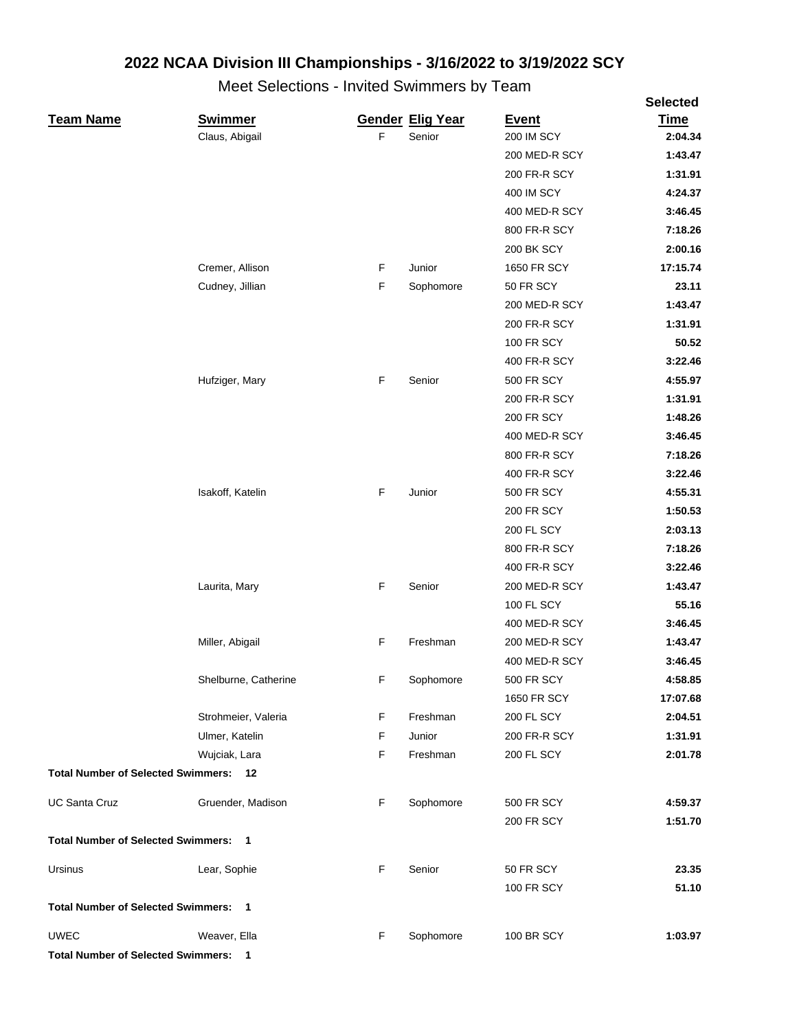## 2022 NCAA Division III Championships - 3/16/2022 to 3/19/2022 SCY

### Meet Selections - Invited Swimmers by Team

| Team Name | Swimmer | Gender | Elig Year | Event | Selected Time |
|---|---|---|---|---|---|
| | Claus, Abigail | F | Senior | 200 IM SCY | **2:04.34** |
| | | | | 200 MED-R SCY | **1:43.47** |
| | | | | 200 FR-R SCY | **1:31.91** |
| | | | | 400 IM SCY | **4:24.37** |
| | | | | 400 MED-R SCY | **3:46.45** |
| | | | | 800 FR-R SCY | **7:18.26** |
| | | | | 200 BK SCY | **2:00.16** |
| | Cremer, Allison | F | Junior | 1650 FR SCY | **17:15.74** |
| | Cudney, Jillian | F | Sophomore | 50 FR SCY | **23.11** |
| | | | | 200 MED-R SCY | **1:43.47** |
| | | | | 200 FR-R SCY | **1:31.91** |
| | | | | 100 FR SCY | **50.52** |
| | | | | 400 FR-R SCY | **3:22.46** |
| | Hufziger, Mary | F | Senior | 500 FR SCY | **4:55.97** |
| | | | | 200 FR-R SCY | **1:31.91** |
| | | | | 200 FR SCY | **1:48.26** |
| | | | | 400 MED-R SCY | **3:46.45** |
| | | | | 800 FR-R SCY | **7:18.26** |
| | | | | 400 FR-R SCY | **3:22.46** |
| | Isakoff, Katelin | F | Junior | 500 FR SCY | **4:55.31** |
| | | | | 200 FR SCY | **1:50.53** |
| | | | | 200 FL SCY | **2:03.13** |
| | | | | 800 FR-R SCY | **7:18.26** |
| | | | | 400 FR-R SCY | **3:22.46** |
| | Laurita, Mary | F | Senior | 200 MED-R SCY | **1:43.47** |
| | | | | 100 FL SCY | **55.16** |
| | | | | 400 MED-R SCY | **3:46.45** |
| | Miller, Abigail | F | Freshman | 200 MED-R SCY | **1:43.47** |
| | | | | 400 MED-R SCY | **3:46.45** |
| | Shelburne, Catherine | F | Sophomore | 500 FR SCY | **4:58.85** |
| | | | | 1650 FR SCY | **17:07.68** |
| | Strohmeier, Valeria | F | Freshman | 200 FL SCY | **2:04.51** |
| | Ulmer, Katelin | F | Junior | 200 FR-R SCY | **1:31.91** |
| | Wujciak, Lara | F | Freshman | 200 FL SCY | **2:01.78** |
| **Total Number of Selected Swimmers: 12** | | | | | |
| UC Santa Cruz | Gruender, Madison | F | Sophomore | 500 FR SCY | **4:59.37** |
| | | | | 200 FR SCY | **1:51.70** |
| **Total Number of Selected Swimmers: 1** | | | | | |
| Ursinus | Lear, Sophie | F | Senior | 50 FR SCY | **23.35** |
| | | | | 100 FR SCY | **51.10** |
| **Total Number of Selected Swimmers: 1** | | | | | |
| UWEC | Weaver, Ella | F | Sophomore | 100 BR SCY | **1:03.97** |
| **Total Number of Selected Swimmers: 1** | | | | | |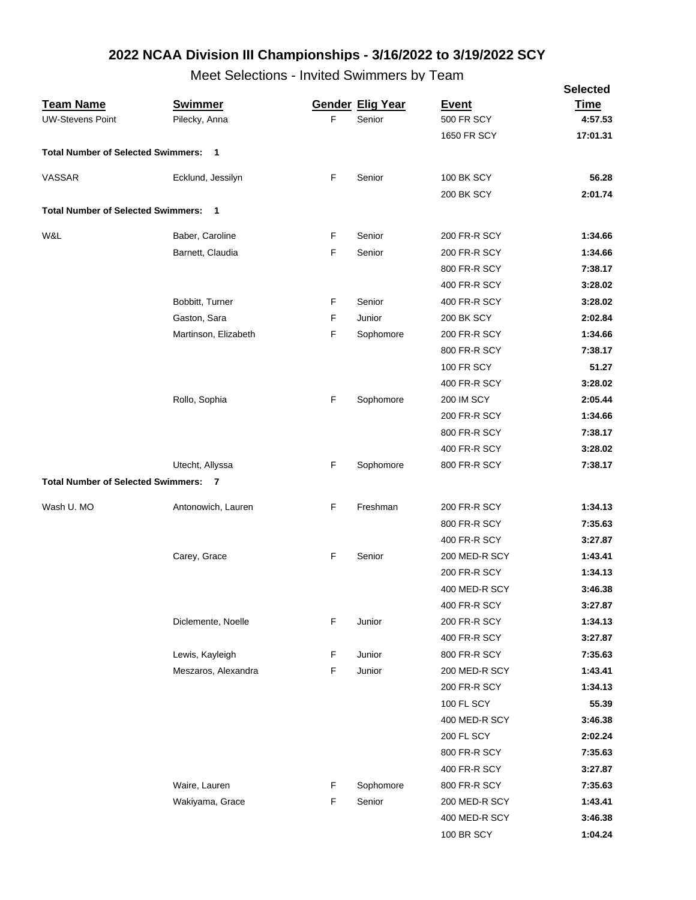# 2022 NCAA Division III Championships - 3/16/2022 to 3/19/2022 SCY

## Meet Selections - Invited Swimmers by Team

| Team Name | Swimmer | Gender | Elig Year | Event | Selected Time |
|---|---|---|---|---|---|
| UW-Stevens Point | Pilecky, Anna | F | Senior | 500 FR SCY | **4:57.53** |
| | | | | 1650 FR SCY | **17:01.31** |
| **Total Number of Selected Swimmers: 1** | | | | | |
| VASSAR | Ecklund, Jessilyn | F | Senior | 100 BK SCY | **56.28** |
| | | | | 200 BK SCY | **2:01.74** |
| **Total Number of Selected Swimmers: 1** | | | | | |
| W&L | Baber, Caroline | F | Senior | 200 FR-R SCY | **1:34.66** |
| | Barnett, Claudia | F | Senior | 200 FR-R SCY | **1:34.66** |
| | | | | 800 FR-R SCY | **7:38.17** |
| | | | | 400 FR-R SCY | **3:28.02** |
| | Bobbitt, Turner | F | Senior | 400 FR-R SCY | **3:28.02** |
| | Gaston, Sara | F | Junior | 200 BK SCY | **2:02.84** |
| | Martinson, Elizabeth | F | Sophomore | 200 FR-R SCY | **1:34.66** |
| | | | | 800 FR-R SCY | **7:38.17** |
| | | | | 100 FR SCY | **51.27** |
| | | | | 400 FR-R SCY | **3:28.02** |
| | Rollo, Sophia | F | Sophomore | 200 IM SCY | **2:05.44** |
| | | | | 200 FR-R SCY | **1:34.66** |
| | | | | 800 FR-R SCY | **7:38.17** |
| | | | | 400 FR-R SCY | **3:28.02** |
| | Utecht, Allyssa | F | Sophomore | 800 FR-R SCY | **7:38.17** |
| **Total Number of Selected Swimmers: 7** | | | | | |
| Wash U. MO | Antonowich, Lauren | F | Freshman | 200 FR-R SCY | **1:34.13** |
| | | | | 800 FR-R SCY | **7:35.63** |
| | | | | 400 FR-R SCY | **3:27.87** |
| | Carey, Grace | F | Senior | 200 MED-R SCY | **1:43.41** |
| | | | | 200 FR-R SCY | **1:34.13** |
| | | | | 400 MED-R SCY | **3:46.38** |
| | | | | 400 FR-R SCY | **3:27.87** |
| | Diclemente, Noelle | F | Junior | 200 FR-R SCY | **1:34.13** |
| | | | | 400 FR-R SCY | **3:27.87** |
| | Lewis, Kayleigh | F | Junior | 800 FR-R SCY | **7:35.63** |
| | Meszaros, Alexandra | F | Junior | 200 MED-R SCY | **1:43.41** |
| | | | | 200 FR-R SCY | **1:34.13** |
| | | | | 100 FL SCY | **55.39** |
| | | | | 400 MED-R SCY | **3:46.38** |
| | | | | 200 FL SCY | **2:02.24** |
| | | | | 800 FR-R SCY | **7:35.63** |
| | | | | 400 FR-R SCY | **3:27.87** |
| | Waire, Lauren | F | Sophomore | 800 FR-R SCY | **7:35.63** |
| | Wakiyama, Grace | F | Senior | 200 MED-R SCY | **1:43.41** |
| | | | | 400 MED-R SCY | **3:46.38** |
| | | | | 100 BR SCY | **1:04.24** |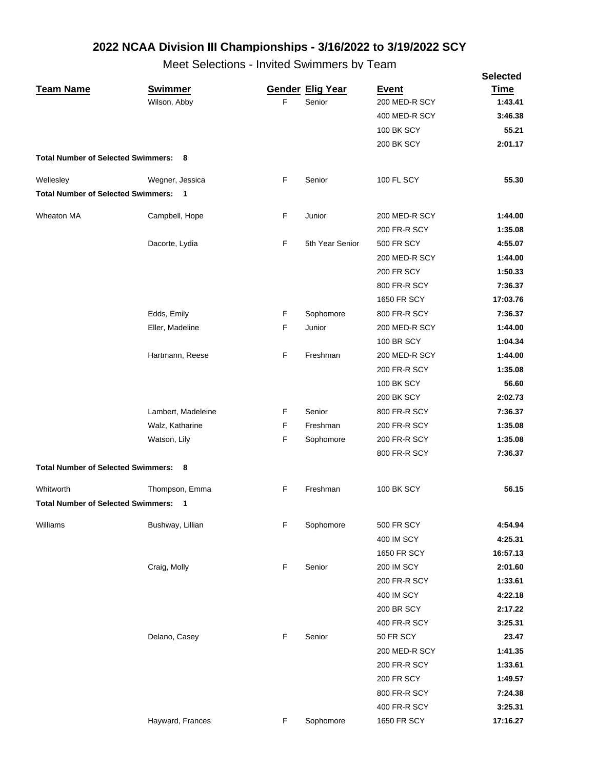# 2022 NCAA Division III Championships - 3/16/2022 to 3/19/2022 SCY

## Meet Selections - Invited Swimmers by Team

| Team Name | Swimmer | Gender | Elig Year | Event | Selected Time |
|---|---|---|---|---|---|
| | Wilson, Abby | F | Senior | 200 MED-R SCY | **1:43.41** |
| | | | | 400 MED-R SCY | **3:46.38** |
| | | | | 100 BK SCY | **55.21** |
| | | | | 200 BK SCY | **2:01.17** |
| **Total Number of Selected Swimmers: 8** | | | | | |
| Wellesley | Wegner, Jessica | F | Senior | 100 FL SCY | **55.30** |
| **Total Number of Selected Swimmers: 1** | | | | | |
| Wheaton MA | Campbell, Hope | F | Junior | 200 MED-R SCY | **1:44.00** |
| | | | | 200 FR-R SCY | **1:35.08** |
| | Dacorte, Lydia | F | 5th Year Senior | 500 FR SCY | **4:55.07** |
| | | | | 200 MED-R SCY | **1:44.00** |
| | | | | 200 FR SCY | **1:50.33** |
| | | | | 800 FR-R SCY | **7:36.37** |
| | | | | 1650 FR SCY | **17:03.76** |
| | Edds, Emily | F | Sophomore | 800 FR-R SCY | **7:36.37** |
| | Eller, Madeline | F | Junior | 200 MED-R SCY | **1:44.00** |
| | | | | 100 BR SCY | **1:04.34** |
| | Hartmann, Reese | F | Freshman | 200 MED-R SCY | **1:44.00** |
| | | | | 200 FR-R SCY | **1:35.08** |
| | | | | 100 BK SCY | **56.60** |
| | | | | 200 BK SCY | **2:02.73** |
| | Lambert, Madeleine | F | Senior | 800 FR-R SCY | **7:36.37** |
| | Walz, Katharine | F | Freshman | 200 FR-R SCY | **1:35.08** |
| | Watson, Lily | F | Sophomore | 200 FR-R SCY | **1:35.08** |
| | | | | 800 FR-R SCY | **7:36.37** |
| **Total Number of Selected Swimmers: 8** | | | | | |
| Whitworth | Thompson, Emma | F | Freshman | 100 BK SCY | **56.15** |
| **Total Number of Selected Swimmers: 1** | | | | | |
| Williams | Bushway, Lillian | F | Sophomore | 500 FR SCY | **4:54.94** |
| | | | | 400 IM SCY | **4:25.31** |
| | | | | 1650 FR SCY | **16:57.13** |
| | Craig, Molly | F | Senior | 200 IM SCY | **2:01.60** |
| | | | | 200 FR-R SCY | **1:33.61** |
| | | | | 400 IM SCY | **4:22.18** |
| | | | | 200 BR SCY | **2:17.22** |
| | | | | 400 FR-R SCY | **3:25.31** |
| | Delano, Casey | F | Senior | 50 FR SCY | **23.47** |
| | | | | 200 MED-R SCY | **1:41.35** |
| | | | | 200 FR-R SCY | **1:33.61** |
| | | | | 200 FR SCY | **1:49.57** |
| | | | | 800 FR-R SCY | **7:24.38** |
| | | | | 400 FR-R SCY | **3:25.31** |
| | Hayward, Frances | F | Sophomore | 1650 FR SCY | **17:16.27** |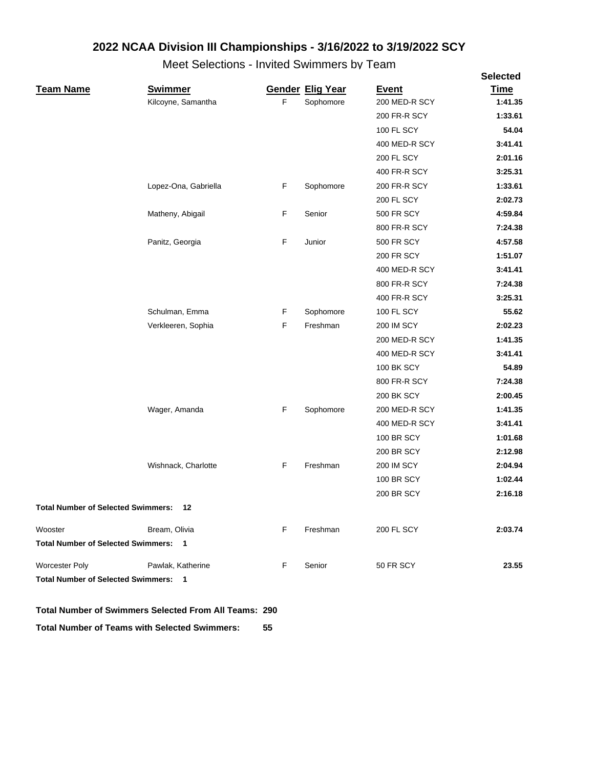## 2022 NCAA Division III Championships - 3/16/2022 to 3/19/2022 SCY

### Meet Selections - Invited Swimmers by Team

| Team Name | Swimmer | Gender | Elig Year | Event | Selected Time |
|---|---|---|---|---|---|
| | Kilcoyne, Samantha | F | Sophomore | 200 MED-R SCY | **1:41.35** |
| | | | | 200 FR-R SCY | **1:33.61** |
| | | | | 100 FL SCY | **54.04** |
| | | | | 400 MED-R SCY | **3:41.41** |
| | | | | 200 FL SCY | **2:01.16** |
| | | | | 400 FR-R SCY | **3:25.31** |
| | Lopez-Ona, Gabriella | F | Sophomore | 200 FR-R SCY | **1:33.61** |
| | | | | 200 FL SCY | **2:02.73** |
| | Matheny, Abigail | F | Senior | 500 FR SCY | **4:59.84** |
| | | | | 800 FR-R SCY | **7:24.38** |
| | Panitz, Georgia | F | Junior | 500 FR SCY | **4:57.58** |
| | | | | 200 FR SCY | **1:51.07** |
| | | | | 400 MED-R SCY | **3:41.41** |
| | | | | 800 FR-R SCY | **7:24.38** |
| | | | | 400 FR-R SCY | **3:25.31** |
| | Schulman, Emma | F | Sophomore | 100 FL SCY | **55.62** |
| | Verkleeren, Sophia | F | Freshman | 200 IM SCY | **2:02.23** |
| | | | | 200 MED-R SCY | **1:41.35** |
| | | | | 400 MED-R SCY | **3:41.41** |
| | | | | 100 BK SCY | **54.89** |
| | | | | 800 FR-R SCY | **7:24.38** |
| | | | | 200 BK SCY | **2:00.45** |
| | Wager, Amanda | F | Sophomore | 200 MED-R SCY | **1:41.35** |
| | | | | 400 MED-R SCY | **3:41.41** |
| | | | | 100 BR SCY | **1:01.68** |
| | | | | 200 BR SCY | **2:12.98** |
| | Wishnack, Charlotte | F | Freshman | 200 IM SCY | **2:04.94** |
| | | | | 100 BR SCY | **1:02.44** |
| | | | | 200 BR SCY | **2:16.18** |

**Total Number of Selected Swimmers: 12**

| Team Name | Swimmer | Gender | Elig Year | Event | Selected Time |
|---|---|---|---|---|---|
| Wooster | Bream, Olivia | F | Freshman | 200 FL SCY | **2:03.74** |

**Total Number of Selected Swimmers: 1**

| Team Name | Swimmer | Gender | Elig Year | Event | Selected Time |
|---|---|---|---|---|---|
| Worcester Poly | Pawlak, Katherine | F | Senior | 50 FR SCY | **23.55** |

**Total Number of Selected Swimmers: 1**

**Total Number of Swimmers Selected From All Teams: 290**

**Total Number of Teams with Selected Swimmers: 55**